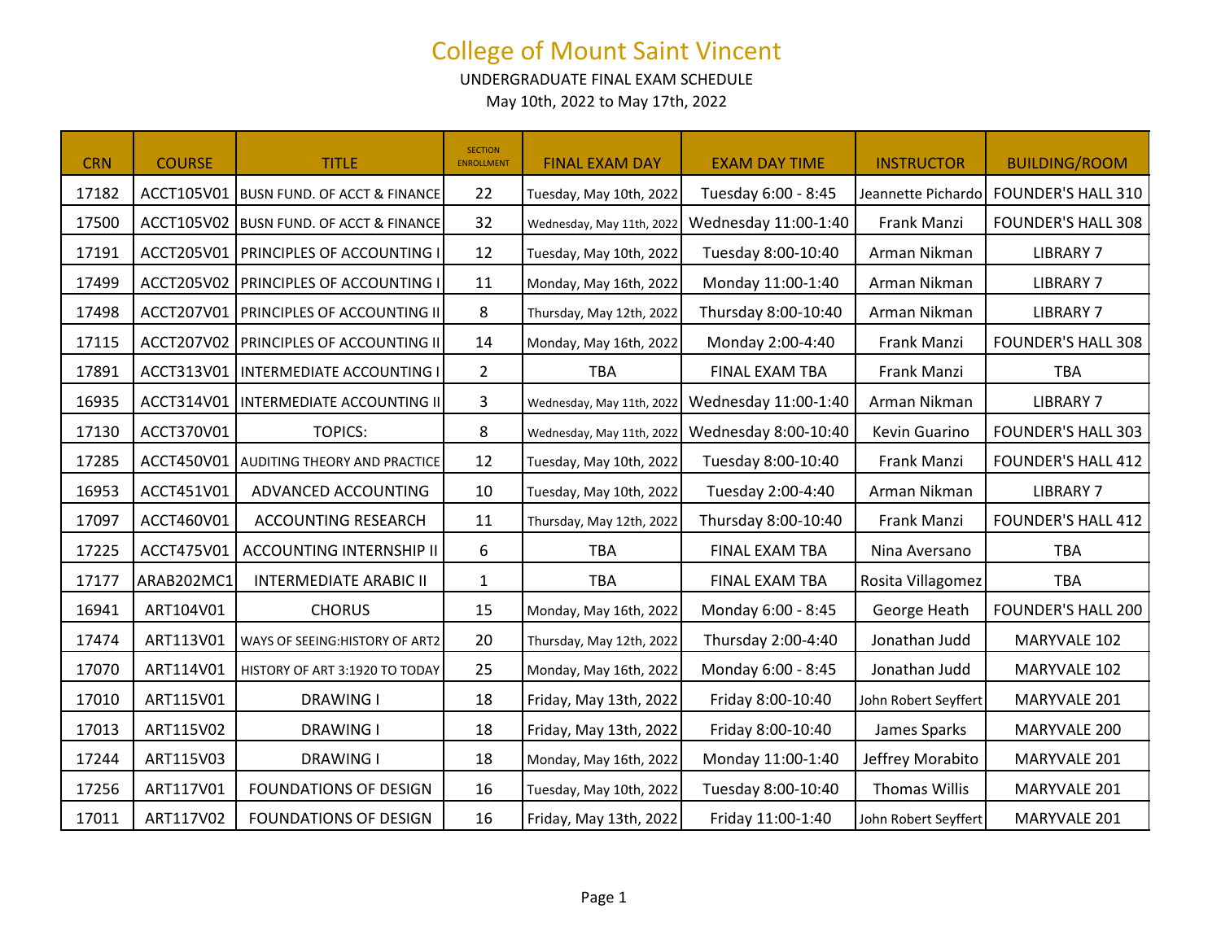# College of Mount Saint Vincent

UNDERGRADUATE FINAL EXAM SCHEDULE

May 10th, 2022 to May 17th, 2022

| CRN | COURSE | TITLE | SECTION ENROLLMENT | FINAL EXAM DAY | EXAM DAY TIME | INSTRUCTOR | BUILDING/ROOM |
|---|---|---|---|---|---|---|---|
| 17182 | ACCT105V01 | BUSN FUND. OF ACCT & FINANCE | 22 | Tuesday, May 10th, 2022 | Tuesday 6:00 - 8:45 | Jeannette Pichardo | FOUNDER'S HALL 310 |
| 17500 | ACCT105V02 | BUSN FUND. OF ACCT & FINANCE | 32 | Wednesday, May 11th, 2022 | Wednesday 11:00-1:40 | Frank Manzi | FOUNDER'S HALL 308 |
| 17191 | ACCT205V01 | PRINCIPLES OF ACCOUNTING I | 12 | Tuesday, May 10th, 2022 | Tuesday 8:00-10:40 | Arman Nikman | LIBRARY 7 |
| 17499 | ACCT205V02 | PRINCIPLES OF ACCOUNTING I | 11 | Monday, May 16th, 2022 | Monday 11:00-1:40 | Arman Nikman | LIBRARY 7 |
| 17498 | ACCT207V01 | PRINCIPLES OF ACCOUNTING II | 8 | Thursday, May 12th, 2022 | Thursday 8:00-10:40 | Arman Nikman | LIBRARY 7 |
| 17115 | ACCT207V02 | PRINCIPLES OF ACCOUNTING II | 14 | Monday, May 16th, 2022 | Monday 2:00-4:40 | Frank Manzi | FOUNDER'S HALL 308 |
| 17891 | ACCT313V01 | INTERMEDIATE ACCOUNTING I | 2 | TBA | FINAL EXAM TBA | Frank Manzi | TBA |
| 16935 | ACCT314V01 | INTERMEDIATE ACCOUNTING II | 3 | Wednesday, May 11th, 2022 | Wednesday 11:00-1:40 | Arman Nikman | LIBRARY 7 |
| 17130 | ACCT370V01 | TOPICS: | 8 | Wednesday, May 11th, 2022 | Wednesday 8:00-10:40 | Kevin Guarino | FOUNDER'S HALL 303 |
| 17285 | ACCT450V01 | AUDITING THEORY AND PRACTICE | 12 | Tuesday, May 10th, 2022 | Tuesday 8:00-10:40 | Frank Manzi | FOUNDER'S HALL 412 |
| 16953 | ACCT451V01 | ADVANCED ACCOUNTING | 10 | Tuesday, May 10th, 2022 | Tuesday 2:00-4:40 | Arman Nikman | LIBRARY 7 |
| 17097 | ACCT460V01 | ACCOUNTING RESEARCH | 11 | Thursday, May 12th, 2022 | Thursday 8:00-10:40 | Frank Manzi | FOUNDER'S HALL 412 |
| 17225 | ACCT475V01 | ACCOUNTING INTERNSHIP II | 6 | TBA | FINAL EXAM TBA | Nina Aversano | TBA |
| 17177 | ARAB202MC1 | INTERMEDIATE ARABIC II | 1 | TBA | FINAL EXAM TBA | Rosita Villagomez | TBA |
| 16941 | ART104V01 | CHORUS | 15 | Monday, May 16th, 2022 | Monday 6:00 - 8:45 | George Heath | FOUNDER'S HALL 200 |
| 17474 | ART113V01 | WAYS OF SEEING:HISTORY OF ART2 | 20 | Thursday, May 12th, 2022 | Thursday 2:00-4:40 | Jonathan Judd | MARYVALE 102 |
| 17070 | ART114V01 | HISTORY OF ART 3:1920 TO TODAY | 25 | Monday, May 16th, 2022 | Monday 6:00 - 8:45 | Jonathan Judd | MARYVALE 102 |
| 17010 | ART115V01 | DRAWING I | 18 | Friday, May 13th, 2022 | Friday 8:00-10:40 | John Robert Seyffert | MARYVALE 201 |
| 17013 | ART115V02 | DRAWING I | 18 | Friday, May 13th, 2022 | Friday 8:00-10:40 | James Sparks | MARYVALE 200 |
| 17244 | ART115V03 | DRAWING I | 18 | Monday, May 16th, 2022 | Monday 11:00-1:40 | Jeffrey Morabito | MARYVALE 201 |
| 17256 | ART117V01 | FOUNDATIONS OF DESIGN | 16 | Tuesday, May 10th, 2022 | Tuesday 8:00-10:40 | Thomas Willis | MARYVALE 201 |
| 17011 | ART117V02 | FOUNDATIONS OF DESIGN | 16 | Friday, May 13th, 2022 | Friday 11:00-1:40 | John Robert Seyffert | MARYVALE 201 |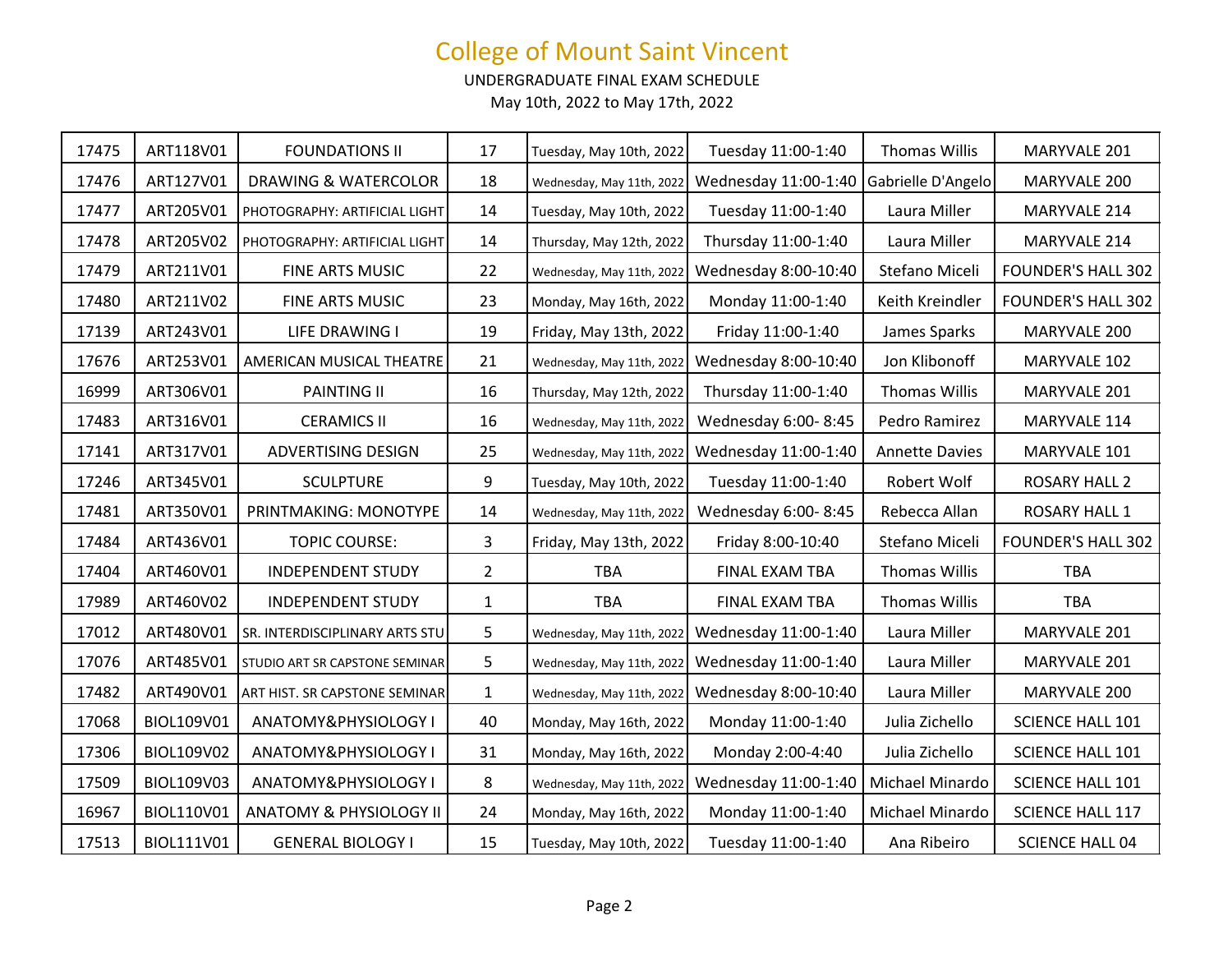# College of Mount Saint Vincent

UNDERGRADUATE FINAL EXAM SCHEDULE

May 10th, 2022 to May 17th, 2022

| | | | | | | | |
|---|---|---|---|---|---|---|---|
| 17475 | ART118V01 | FOUNDATIONS II | 17 | Tuesday, May 10th, 2022 | Tuesday 11:00-1:40 | Thomas Willis | MARYVALE 201 |
| 17476 | ART127V01 | DRAWING & WATERCOLOR | 18 | Wednesday, May 11th, 2022 | Wednesday 11:00-1:40 | Gabrielle D'Angelo | MARYVALE 200 |
| 17477 | ART205V01 | PHOTOGRAPHY: ARTIFICIAL LIGHT | 14 | Tuesday, May 10th, 2022 | Tuesday 11:00-1:40 | Laura Miller | MARYVALE 214 |
| 17478 | ART205V02 | PHOTOGRAPHY: ARTIFICIAL LIGHT | 14 | Thursday, May 12th, 2022 | Thursday 11:00-1:40 | Laura Miller | MARYVALE 214 |
| 17479 | ART211V01 | FINE ARTS MUSIC | 22 | Wednesday, May 11th, 2022 | Wednesday 8:00-10:40 | Stefano Miceli | FOUNDER'S HALL 302 |
| 17480 | ART211V02 | FINE ARTS MUSIC | 23 | Monday, May 16th, 2022 | Monday 11:00-1:40 | Keith Kreindler | FOUNDER'S HALL 302 |
| 17139 | ART243V01 | LIFE DRAWING I | 19 | Friday, May 13th, 2022 | Friday 11:00-1:40 | James Sparks | MARYVALE 200 |
| 17676 | ART253V01 | AMERICAN MUSICAL THEATRE | 21 | Wednesday, May 11th, 2022 | Wednesday 8:00-10:40 | Jon Klibonoff | MARYVALE 102 |
| 16999 | ART306V01 | PAINTING II | 16 | Thursday, May 12th, 2022 | Thursday 11:00-1:40 | Thomas Willis | MARYVALE 201 |
| 17483 | ART316V01 | CERAMICS II | 16 | Wednesday, May 11th, 2022 | Wednesday 6:00- 8:45 | Pedro Ramirez | MARYVALE 114 |
| 17141 | ART317V01 | ADVERTISING DESIGN | 25 | Wednesday, May 11th, 2022 | Wednesday 11:00-1:40 | Annette Davies | MARYVALE 101 |
| 17246 | ART345V01 | SCULPTURE | 9 | Tuesday, May 10th, 2022 | Tuesday 11:00-1:40 | Robert Wolf | ROSARY HALL 2 |
| 17481 | ART350V01 | PRINTMAKING: MONOTYPE | 14 | Wednesday, May 11th, 2022 | Wednesday 6:00- 8:45 | Rebecca Allan | ROSARY HALL 1 |
| 17484 | ART436V01 | TOPIC COURSE: | 3 | Friday, May 13th, 2022 | Friday 8:00-10:40 | Stefano Miceli | FOUNDER'S HALL 302 |
| 17404 | ART460V01 | INDEPENDENT STUDY | 2 | TBA | FINAL EXAM TBA | Thomas Willis | TBA |
| 17989 | ART460V02 | INDEPENDENT STUDY | 1 | TBA | FINAL EXAM TBA | Thomas Willis | TBA |
| 17012 | ART480V01 | SR. INTERDISCIPLINARY ARTS STU | 5 | Wednesday, May 11th, 2022 | Wednesday 11:00-1:40 | Laura Miller | MARYVALE 201 |
| 17076 | ART485V01 | STUDIO ART SR CAPSTONE SEMINAR | 5 | Wednesday, May 11th, 2022 | Wednesday 11:00-1:40 | Laura Miller | MARYVALE 201 |
| 17482 | ART490V01 | ART HIST. SR CAPSTONE SEMINAR | 1 | Wednesday, May 11th, 2022 | Wednesday 8:00-10:40 | Laura Miller | MARYVALE 200 |
| 17068 | BIOL109V01 | ANATOMY&PHYSIOLOGY I | 40 | Monday, May 16th, 2022 | Monday 11:00-1:40 | Julia Zichello | SCIENCE HALL 101 |
| 17306 | BIOL109V02 | ANATOMY&PHYSIOLOGY I | 31 | Monday, May 16th, 2022 | Monday 2:00-4:40 | Julia Zichello | SCIENCE HALL 101 |
| 17509 | BIOL109V03 | ANATOMY&PHYSIOLOGY I | 8 | Wednesday, May 11th, 2022 | Wednesday 11:00-1:40 | Michael Minardo | SCIENCE HALL 101 |
| 16967 | BIOL110V01 | ANATOMY & PHYSIOLOGY II | 24 | Monday, May 16th, 2022 | Monday 11:00-1:40 | Michael Minardo | SCIENCE HALL 117 |
| 17513 | BIOL111V01 | GENERAL BIOLOGY I | 15 | Tuesday, May 10th, 2022 | Tuesday 11:00-1:40 | Ana Ribeiro | SCIENCE HALL 04 |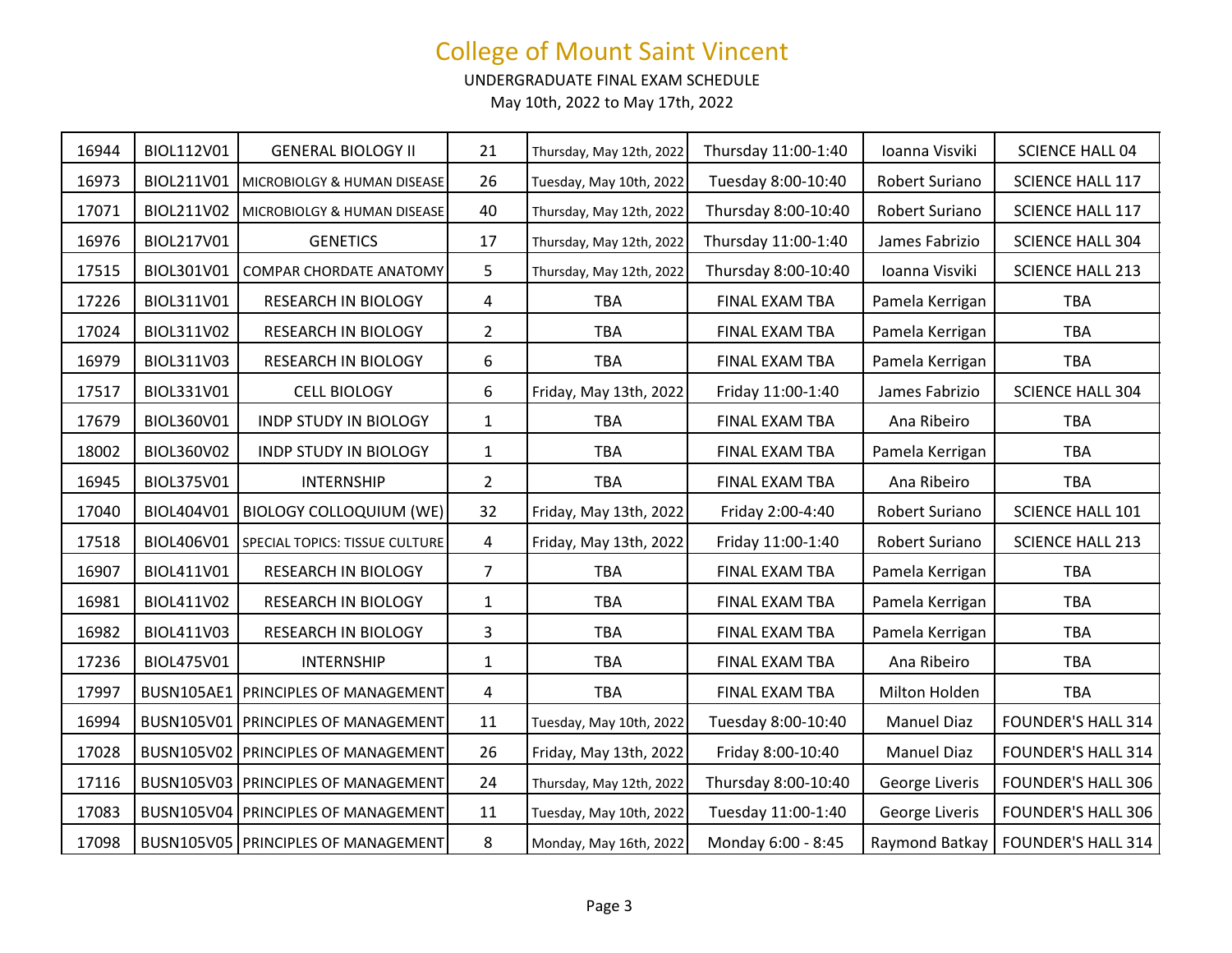# College of Mount Saint Vincent

UNDERGRADUATE FINAL EXAM SCHEDULE

May 10th, 2022 to May 17th, 2022

| | | | | | | | |
|---|---|---|---|---|---|---|---|
| 16944 | BIOL112V01 | GENERAL BIOLOGY II | 21 | Thursday, May 12th, 2022 | Thursday 11:00-1:40 | Ioanna Visviki | SCIENCE HALL 04 |
| 16973 | BIOL211V01 | MICROBIOLGY & HUMAN DISEASE | 26 | Tuesday, May 10th, 2022 | Tuesday 8:00-10:40 | Robert Suriano | SCIENCE HALL 117 |
| 17071 | BIOL211V02 | MICROBIOLGY & HUMAN DISEASE | 40 | Thursday, May 12th, 2022 | Thursday 8:00-10:40 | Robert Suriano | SCIENCE HALL 117 |
| 16976 | BIOL217V01 | GENETICS | 17 | Thursday, May 12th, 2022 | Thursday 11:00-1:40 | James Fabrizio | SCIENCE HALL 304 |
| 17515 | BIOL301V01 | COMPAR CHORDATE ANATOMY | 5 | Thursday, May 12th, 2022 | Thursday 8:00-10:40 | Ioanna Visviki | SCIENCE HALL 213 |
| 17226 | BIOL311V01 | RESEARCH IN BIOLOGY | 4 | TBA | FINAL EXAM TBA | Pamela Kerrigan | TBA |
| 17024 | BIOL311V02 | RESEARCH IN BIOLOGY | 2 | TBA | FINAL EXAM TBA | Pamela Kerrigan | TBA |
| 16979 | BIOL311V03 | RESEARCH IN BIOLOGY | 6 | TBA | FINAL EXAM TBA | Pamela Kerrigan | TBA |
| 17517 | BIOL331V01 | CELL BIOLOGY | 6 | Friday, May 13th, 2022 | Friday 11:00-1:40 | James Fabrizio | SCIENCE HALL 304 |
| 17679 | BIOL360V01 | INDP STUDY IN BIOLOGY | 1 | TBA | FINAL EXAM TBA | Ana Ribeiro | TBA |
| 18002 | BIOL360V02 | INDP STUDY IN BIOLOGY | 1 | TBA | FINAL EXAM TBA | Pamela Kerrigan | TBA |
| 16945 | BIOL375V01 | INTERNSHIP | 2 | TBA | FINAL EXAM TBA | Ana Ribeiro | TBA |
| 17040 | BIOL404V01 | BIOLOGY COLLOQUIUM (WE) | 32 | Friday, May 13th, 2022 | Friday 2:00-4:40 | Robert Suriano | SCIENCE HALL 101 |
| 17518 | BIOL406V01 | SPECIAL TOPICS: TISSUE CULTURE | 4 | Friday, May 13th, 2022 | Friday 11:00-1:40 | Robert Suriano | SCIENCE HALL 213 |
| 16907 | BIOL411V01 | RESEARCH IN BIOLOGY | 7 | TBA | FINAL EXAM TBA | Pamela Kerrigan | TBA |
| 16981 | BIOL411V02 | RESEARCH IN BIOLOGY | 1 | TBA | FINAL EXAM TBA | Pamela Kerrigan | TBA |
| 16982 | BIOL411V03 | RESEARCH IN BIOLOGY | 3 | TBA | FINAL EXAM TBA | Pamela Kerrigan | TBA |
| 17236 | BIOL475V01 | INTERNSHIP | 1 | TBA | FINAL EXAM TBA | Ana Ribeiro | TBA |
| 17997 | BUSN105AE1 | PRINCIPLES OF MANAGEMENT | 4 | TBA | FINAL EXAM TBA | Milton Holden | TBA |
| 16994 | BUSN105V01 | PRINCIPLES OF MANAGEMENT | 11 | Tuesday, May 10th, 2022 | Tuesday 8:00-10:40 | Manuel Diaz | FOUNDER'S HALL 314 |
| 17028 | BUSN105V02 | PRINCIPLES OF MANAGEMENT | 26 | Friday, May 13th, 2022 | Friday 8:00-10:40 | Manuel Diaz | FOUNDER'S HALL 314 |
| 17116 | BUSN105V03 | PRINCIPLES OF MANAGEMENT | 24 | Thursday, May 12th, 2022 | Thursday 8:00-10:40 | George Liveris | FOUNDER'S HALL 306 |
| 17083 | BUSN105V04 | PRINCIPLES OF MANAGEMENT | 11 | Tuesday, May 10th, 2022 | Tuesday 11:00-1:40 | George Liveris | FOUNDER'S HALL 306 |
| 17098 | BUSN105V05 | PRINCIPLES OF MANAGEMENT | 8 | Monday, May 16th, 2022 | Monday 6:00 - 8:45 | Raymond Batkay | FOUNDER'S HALL 314 |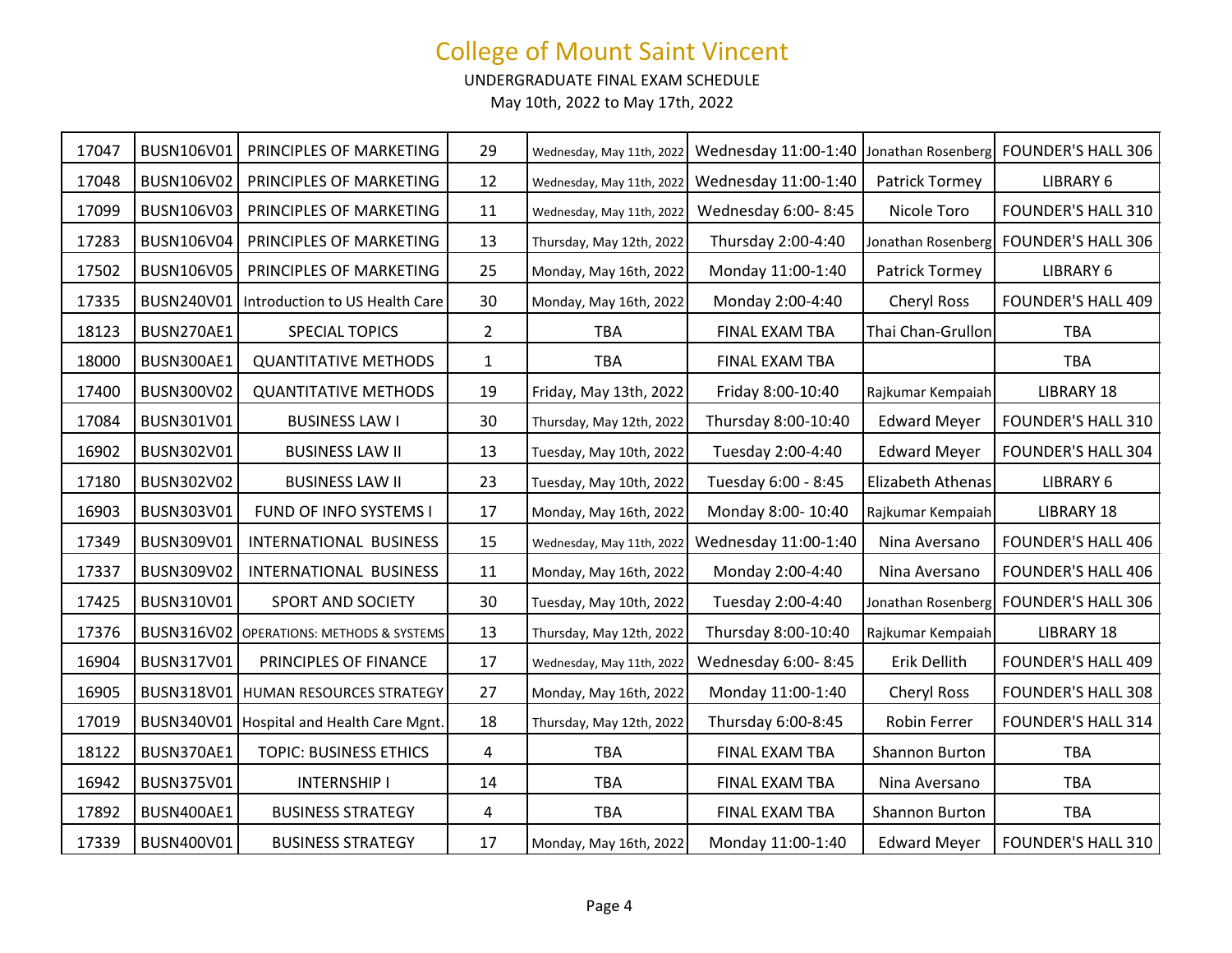# College of Mount Saint Vincent

UNDERGRADUATE FINAL EXAM SCHEDULE

May 10th, 2022 to May 17th, 2022

| | | | | | | | |
|---|---|---|---|---|---|---|---|
| 17047 | BUSN106V01 | PRINCIPLES OF MARKETING | 29 | Wednesday, May 11th, 2022 | Wednesday 11:00-1:40 | Jonathan Rosenberg | FOUNDER'S HALL 306 |
| 17048 | BUSN106V02 | PRINCIPLES OF MARKETING | 12 | Wednesday, May 11th, 2022 | Wednesday 11:00-1:40 | Patrick Tormey | LIBRARY 6 |
| 17099 | BUSN106V03 | PRINCIPLES OF MARKETING | 11 | Wednesday, May 11th, 2022 | Wednesday 6:00- 8:45 | Nicole Toro | FOUNDER'S HALL 310 |
| 17283 | BUSN106V04 | PRINCIPLES OF MARKETING | 13 | Thursday, May 12th, 2022 | Thursday 2:00-4:40 | Jonathan Rosenberg | FOUNDER'S HALL 306 |
| 17502 | BUSN106V05 | PRINCIPLES OF MARKETING | 25 | Monday, May 16th, 2022 | Monday 11:00-1:40 | Patrick Tormey | LIBRARY 6 |
| 17335 | BUSN240V01 | Introduction to US Health Care | 30 | Monday, May 16th, 2022 | Monday 2:00-4:40 | Cheryl Ross | FOUNDER'S HALL 409 |
| 18123 | BUSN270AE1 | SPECIAL TOPICS | 2 | TBA | FINAL EXAM TBA | Thai Chan-Grullon | TBA |
| 18000 | BUSN300AE1 | QUANTITATIVE METHODS | 1 | TBA | FINAL EXAM TBA | | TBA |
| 17400 | BUSN300V02 | QUANTITATIVE METHODS | 19 | Friday, May 13th, 2022 | Friday 8:00-10:40 | Rajkumar Kempaiah | LIBRARY 18 |
| 17084 | BUSN301V01 | BUSINESS LAW I | 30 | Thursday, May 12th, 2022 | Thursday 8:00-10:40 | Edward Meyer | FOUNDER'S HALL 310 |
| 16902 | BUSN302V01 | BUSINESS LAW II | 13 | Tuesday, May 10th, 2022 | Tuesday 2:00-4:40 | Edward Meyer | FOUNDER'S HALL 304 |
| 17180 | BUSN302V02 | BUSINESS LAW II | 23 | Tuesday, May 10th, 2022 | Tuesday 6:00 - 8:45 | Elizabeth Athenas | LIBRARY 6 |
| 16903 | BUSN303V01 | FUND OF INFO SYSTEMS I | 17 | Monday, May 16th, 2022 | Monday 8:00- 10:40 | Rajkumar Kempaiah | LIBRARY 18 |
| 17349 | BUSN309V01 | INTERNATIONAL BUSINESS | 15 | Wednesday, May 11th, 2022 | Wednesday 11:00-1:40 | Nina Aversano | FOUNDER'S HALL 406 |
| 17337 | BUSN309V02 | INTERNATIONAL BUSINESS | 11 | Monday, May 16th, 2022 | Monday 2:00-4:40 | Nina Aversano | FOUNDER'S HALL 406 |
| 17425 | BUSN310V01 | SPORT AND SOCIETY | 30 | Tuesday, May 10th, 2022 | Tuesday 2:00-4:40 | Jonathan Rosenberg | FOUNDER'S HALL 306 |
| 17376 | BUSN316V02 | OPERATIONS: METHODS & SYSTEMS | 13 | Thursday, May 12th, 2022 | Thursday 8:00-10:40 | Rajkumar Kempaiah | LIBRARY 18 |
| 16904 | BUSN317V01 | PRINCIPLES OF FINANCE | 17 | Wednesday, May 11th, 2022 | Wednesday 6:00- 8:45 | Erik Dellith | FOUNDER'S HALL 409 |
| 16905 | BUSN318V01 | HUMAN RESOURCES STRATEGY | 27 | Monday, May 16th, 2022 | Monday 11:00-1:40 | Cheryl Ross | FOUNDER'S HALL 308 |
| 17019 | BUSN340V01 | Hospital and Health Care Mgnt. | 18 | Thursday, May 12th, 2022 | Thursday 6:00-8:45 | Robin Ferrer | FOUNDER'S HALL 314 |
| 18122 | BUSN370AE1 | TOPIC: BUSINESS ETHICS | 4 | TBA | FINAL EXAM TBA | Shannon Burton | TBA |
| 16942 | BUSN375V01 | INTERNSHIP I | 14 | TBA | FINAL EXAM TBA | Nina Aversano | TBA |
| 17892 | BUSN400AE1 | BUSINESS STRATEGY | 4 | TBA | FINAL EXAM TBA | Shannon Burton | TBA |
| 17339 | BUSN400V01 | BUSINESS STRATEGY | 17 | Monday, May 16th, 2022 | Monday 11:00-1:40 | Edward Meyer | FOUNDER'S HALL 310 |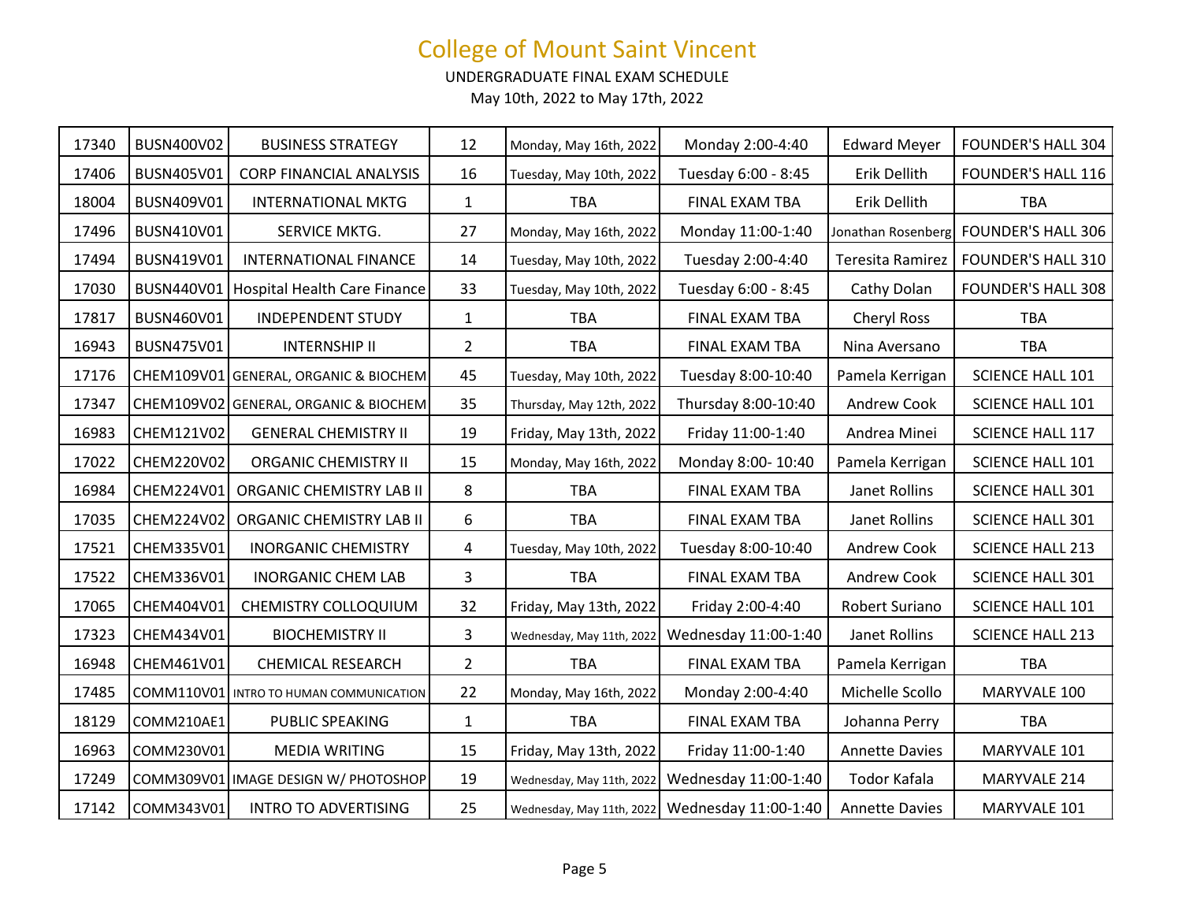# College of Mount Saint Vincent

UNDERGRADUATE FINAL EXAM SCHEDULE

May 10th, 2022 to May 17th, 2022

| | | | | | | | |
|---|---|---|---|---|---|---|---|
| 17340 | BUSN400V02 | BUSINESS STRATEGY | 12 | Monday, May 16th, 2022 | Monday 2:00-4:40 | Edward Meyer | FOUNDER'S HALL 304 |
| 17406 | BUSN405V01 | CORP FINANCIAL ANALYSIS | 16 | Tuesday, May 10th, 2022 | Tuesday 6:00 - 8:45 | Erik Dellith | FOUNDER'S HALL 116 |
| 18004 | BUSN409V01 | INTERNATIONAL MKTG | 1 | TBA | FINAL EXAM TBA | Erik Dellith | TBA |
| 17496 | BUSN410V01 | SERVICE MKTG. | 27 | Monday, May 16th, 2022 | Monday 11:00-1:40 | Jonathan Rosenberg | FOUNDER'S HALL 306 |
| 17494 | BUSN419V01 | INTERNATIONAL FINANCE | 14 | Tuesday, May 10th, 2022 | Tuesday 2:00-4:40 | Teresita Ramirez | FOUNDER'S HALL 310 |
| 17030 | BUSN440V01 | Hospital Health Care Finance | 33 | Tuesday, May 10th, 2022 | Tuesday 6:00 - 8:45 | Cathy Dolan | FOUNDER'S HALL 308 |
| 17817 | BUSN460V01 | INDEPENDENT STUDY | 1 | TBA | FINAL EXAM TBA | Cheryl Ross | TBA |
| 16943 | BUSN475V01 | INTERNSHIP II | 2 | TBA | FINAL EXAM TBA | Nina Aversano | TBA |
| 17176 | CHEM109V01 | GENERAL, ORGANIC & BIOCHEM | 45 | Tuesday, May 10th, 2022 | Tuesday 8:00-10:40 | Pamela Kerrigan | SCIENCE HALL 101 |
| 17347 | CHEM109V02 | GENERAL, ORGANIC & BIOCHEM | 35 | Thursday, May 12th, 2022 | Thursday 8:00-10:40 | Andrew Cook | SCIENCE HALL 101 |
| 16983 | CHEM121V02 | GENERAL CHEMISTRY II | 19 | Friday, May 13th, 2022 | Friday 11:00-1:40 | Andrea Minei | SCIENCE HALL 117 |
| 17022 | CHEM220V02 | ORGANIC CHEMISTRY II | 15 | Monday, May 16th, 2022 | Monday 8:00- 10:40 | Pamela Kerrigan | SCIENCE HALL 101 |
| 16984 | CHEM224V01 | ORGANIC CHEMISTRY LAB II | 8 | TBA | FINAL EXAM TBA | Janet Rollins | SCIENCE HALL 301 |
| 17035 | CHEM224V02 | ORGANIC CHEMISTRY LAB II | 6 | TBA | FINAL EXAM TBA | Janet Rollins | SCIENCE HALL 301 |
| 17521 | CHEM335V01 | INORGANIC CHEMISTRY | 4 | Tuesday, May 10th, 2022 | Tuesday 8:00-10:40 | Andrew Cook | SCIENCE HALL 213 |
| 17522 | CHEM336V01 | INORGANIC CHEM LAB | 3 | TBA | FINAL EXAM TBA | Andrew Cook | SCIENCE HALL 301 |
| 17065 | CHEM404V01 | CHEMISTRY COLLOQUIUM | 32 | Friday, May 13th, 2022 | Friday 2:00-4:40 | Robert Suriano | SCIENCE HALL 101 |
| 17323 | CHEM434V01 | BIOCHEMISTRY II | 3 | Wednesday, May 11th, 2022 | Wednesday 11:00-1:40 | Janet Rollins | SCIENCE HALL 213 |
| 16948 | CHEM461V01 | CHEMICAL RESEARCH | 2 | TBA | FINAL EXAM TBA | Pamela Kerrigan | TBA |
| 17485 | COMM110V01 | INTRO TO HUMAN COMMUNICATION | 22 | Monday, May 16th, 2022 | Monday 2:00-4:40 | Michelle Scollo | MARYVALE 100 |
| 18129 | COMM210AE1 | PUBLIC SPEAKING | 1 | TBA | FINAL EXAM TBA | Johanna Perry | TBA |
| 16963 | COMM230V01 | MEDIA WRITING | 15 | Friday, May 13th, 2022 | Friday 11:00-1:40 | Annette Davies | MARYVALE 101 |
| 17249 | COMM309V01 | IMAGE DESIGN W/ PHOTOSHOP | 19 | Wednesday, May 11th, 2022 | Wednesday 11:00-1:40 | Todor Kafala | MARYVALE 214 |
| 17142 | COMM343V01 | INTRO TO ADVERTISING | 25 | Wednesday, May 11th, 2022 | Wednesday 11:00-1:40 | Annette Davies | MARYVALE 101 |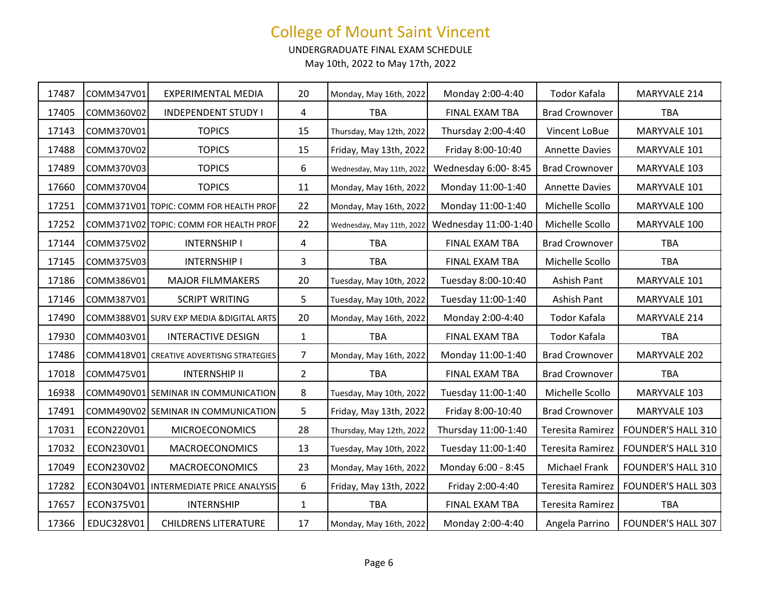# College of Mount Saint Vincent

UNDERGRADUATE FINAL EXAM SCHEDULE

May 10th, 2022 to May 17th, 2022

| | | | | | | | |
|---|---|---|---|---|---|---|---|
| 17487 | COMM347V01 | EXPERIMENTAL MEDIA | 20 | Monday, May 16th, 2022 | Monday 2:00-4:40 | Todor Kafala | MARYVALE 214 |
| 17405 | COMM360V02 | INDEPENDENT STUDY I | 4 | TBA | FINAL EXAM TBA | Brad Crownover | TBA |
| 17143 | COMM370V01 | TOPICS | 15 | Thursday, May 12th, 2022 | Thursday 2:00-4:40 | Vincent LoBue | MARYVALE 101 |
| 17488 | COMM370V02 | TOPICS | 15 | Friday, May 13th, 2022 | Friday 8:00-10:40 | Annette Davies | MARYVALE 101 |
| 17489 | COMM370V03 | TOPICS | 6 | Wednesday, May 11th, 2022 | Wednesday 6:00- 8:45 | Brad Crownover | MARYVALE 103 |
| 17660 | COMM370V04 | TOPICS | 11 | Monday, May 16th, 2022 | Monday 11:00-1:40 | Annette Davies | MARYVALE 101 |
| 17251 | COMM371V01 | TOPIC: COMM FOR HEALTH PROF | 22 | Monday, May 16th, 2022 | Monday 11:00-1:40 | Michelle Scollo | MARYVALE 100 |
| 17252 | COMM371V02 | TOPIC: COMM FOR HEALTH PROF | 22 | Wednesday, May 11th, 2022 | Wednesday 11:00-1:40 | Michelle Scollo | MARYVALE 100 |
| 17144 | COMM375V02 | INTERNSHIP I | 4 | TBA | FINAL EXAM TBA | Brad Crownover | TBA |
| 17145 | COMM375V03 | INTERNSHIP I | 3 | TBA | FINAL EXAM TBA | Michelle Scollo | TBA |
| 17186 | COMM386V01 | MAJOR FILMMAKERS | 20 | Tuesday, May 10th, 2022 | Tuesday 8:00-10:40 | Ashish Pant | MARYVALE 101 |
| 17146 | COMM387V01 | SCRIPT WRITING | 5 | Tuesday, May 10th, 2022 | Tuesday 11:00-1:40 | Ashish Pant | MARYVALE 101 |
| 17490 | COMM388V01 | SURV EXP MEDIA &DIGITAL ARTS | 20 | Monday, May 16th, 2022 | Monday 2:00-4:40 | Todor Kafala | MARYVALE 214 |
| 17930 | COMM403V01 | INTERACTIVE DESIGN | 1 | TBA | FINAL EXAM TBA | Todor Kafala | TBA |
| 17486 | COMM418V01 | CREATIVE ADVERTISNG STRATEGIES | 7 | Monday, May 16th, 2022 | Monday 11:00-1:40 | Brad Crownover | MARYVALE 202 |
| 17018 | COMM475V01 | INTERNSHIP II | 2 | TBA | FINAL EXAM TBA | Brad Crownover | TBA |
| 16938 | COMM490V01 | SEMINAR IN COMMUNICATION | 8 | Tuesday, May 10th, 2022 | Tuesday 11:00-1:40 | Michelle Scollo | MARYVALE 103 |
| 17491 | COMM490V02 | SEMINAR IN COMMUNICATION | 5 | Friday, May 13th, 2022 | Friday 8:00-10:40 | Brad Crownover | MARYVALE 103 |
| 17031 | ECON220V01 | MICROECONOMICS | 28 | Thursday, May 12th, 2022 | Thursday 11:00-1:40 | Teresita Ramirez | FOUNDER'S HALL 310 |
| 17032 | ECON230V01 | MACROECONOMICS | 13 | Tuesday, May 10th, 2022 | Tuesday 11:00-1:40 | Teresita Ramirez | FOUNDER'S HALL 310 |
| 17049 | ECON230V02 | MACROECONOMICS | 23 | Monday, May 16th, 2022 | Monday 6:00 - 8:45 | Michael Frank | FOUNDER'S HALL 310 |
| 17282 | ECON304V01 | INTERMEDIATE PRICE ANALYSIS | 6 | Friday, May 13th, 2022 | Friday 2:00-4:40 | Teresita Ramirez | FOUNDER'S HALL 303 |
| 17657 | ECON375V01 | INTERNSHIP | 1 | TBA | FINAL EXAM TBA | Teresita Ramirez | TBA |
| 17366 | EDUC328V01 | CHILDRENS LITERATURE | 17 | Monday, May 16th, 2022 | Monday 2:00-4:40 | Angela Parrino | FOUNDER'S HALL 307 |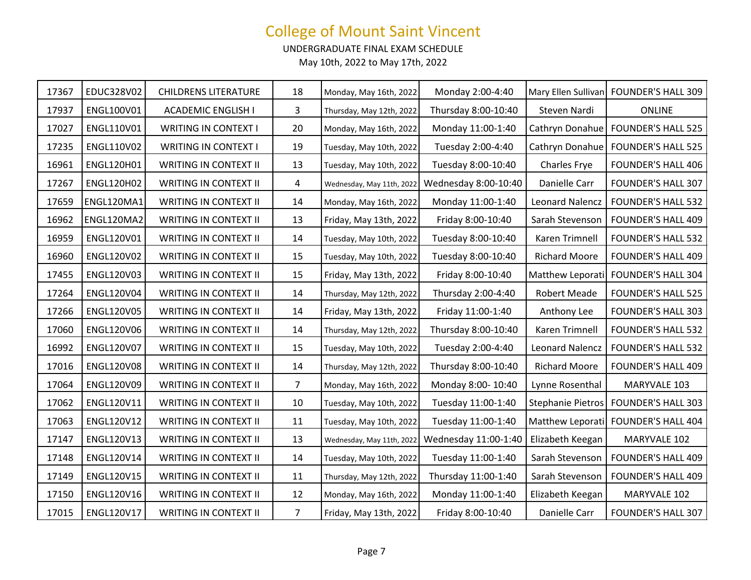# College of Mount Saint Vincent

UNDERGRADUATE FINAL EXAM SCHEDULE

May 10th, 2022 to May 17th, 2022

| | | | | | | | |
|---|---|---|---|---|---|---|---|
| 17367 | EDUC328V02 | CHILDRENS LITERATURE | 18 | Monday, May 16th, 2022 | Monday 2:00-4:40 | Mary Ellen Sullivan | FOUNDER'S HALL 309 |
| 17937 | ENGL100V01 | ACADEMIC ENGLISH I | 3 | Thursday, May 12th, 2022 | Thursday 8:00-10:40 | Steven Nardi | ONLINE |
| 17027 | ENGL110V01 | WRITING IN CONTEXT I | 20 | Monday, May 16th, 2022 | Monday 11:00-1:40 | Cathryn Donahue | FOUNDER'S HALL 525 |
| 17235 | ENGL110V02 | WRITING IN CONTEXT I | 19 | Tuesday, May 10th, 2022 | Tuesday 2:00-4:40 | Cathryn Donahue | FOUNDER'S HALL 525 |
| 16961 | ENGL120H01 | WRITING IN CONTEXT II | 13 | Tuesday, May 10th, 2022 | Tuesday 8:00-10:40 | Charles Frye | FOUNDER'S HALL 406 |
| 17267 | ENGL120H02 | WRITING IN CONTEXT II | 4 | Wednesday, May 11th, 2022 | Wednesday 8:00-10:40 | Danielle Carr | FOUNDER'S HALL 307 |
| 17659 | ENGL120MA1 | WRITING IN CONTEXT II | 14 | Monday, May 16th, 2022 | Monday 11:00-1:40 | Leonard Nalencz | FOUNDER'S HALL 532 |
| 16962 | ENGL120MA2 | WRITING IN CONTEXT II | 13 | Friday, May 13th, 2022 | Friday 8:00-10:40 | Sarah Stevenson | FOUNDER'S HALL 409 |
| 16959 | ENGL120V01 | WRITING IN CONTEXT II | 14 | Tuesday, May 10th, 2022 | Tuesday 8:00-10:40 | Karen Trimnell | FOUNDER'S HALL 532 |
| 16960 | ENGL120V02 | WRITING IN CONTEXT II | 15 | Tuesday, May 10th, 2022 | Tuesday 8:00-10:40 | Richard Moore | FOUNDER'S HALL 409 |
| 17455 | ENGL120V03 | WRITING IN CONTEXT II | 15 | Friday, May 13th, 2022 | Friday 8:00-10:40 | Matthew Leporati | FOUNDER'S HALL 304 |
| 17264 | ENGL120V04 | WRITING IN CONTEXT II | 14 | Thursday, May 12th, 2022 | Thursday 2:00-4:40 | Robert Meade | FOUNDER'S HALL 525 |
| 17266 | ENGL120V05 | WRITING IN CONTEXT II | 14 | Friday, May 13th, 2022 | Friday 11:00-1:40 | Anthony Lee | FOUNDER'S HALL 303 |
| 17060 | ENGL120V06 | WRITING IN CONTEXT II | 14 | Thursday, May 12th, 2022 | Thursday 8:00-10:40 | Karen Trimnell | FOUNDER'S HALL 532 |
| 16992 | ENGL120V07 | WRITING IN CONTEXT II | 15 | Tuesday, May 10th, 2022 | Tuesday 2:00-4:40 | Leonard Nalencz | FOUNDER'S HALL 532 |
| 17016 | ENGL120V08 | WRITING IN CONTEXT II | 14 | Thursday, May 12th, 2022 | Thursday 8:00-10:40 | Richard Moore | FOUNDER'S HALL 409 |
| 17064 | ENGL120V09 | WRITING IN CONTEXT II | 7 | Monday, May 16th, 2022 | Monday 8:00- 10:40 | Lynne Rosenthal | MARYVALE 103 |
| 17062 | ENGL120V11 | WRITING IN CONTEXT II | 10 | Tuesday, May 10th, 2022 | Tuesday 11:00-1:40 | Stephanie Pietros | FOUNDER'S HALL 303 |
| 17063 | ENGL120V12 | WRITING IN CONTEXT II | 11 | Tuesday, May 10th, 2022 | Tuesday 11:00-1:40 | Matthew Leporati | FOUNDER'S HALL 404 |
| 17147 | ENGL120V13 | WRITING IN CONTEXT II | 13 | Wednesday, May 11th, 2022 | Wednesday 11:00-1:40 | Elizabeth Keegan | MARYVALE 102 |
| 17148 | ENGL120V14 | WRITING IN CONTEXT II | 14 | Tuesday, May 10th, 2022 | Tuesday 11:00-1:40 | Sarah Stevenson | FOUNDER'S HALL 409 |
| 17149 | ENGL120V15 | WRITING IN CONTEXT II | 11 | Thursday, May 12th, 2022 | Thursday 11:00-1:40 | Sarah Stevenson | FOUNDER'S HALL 409 |
| 17150 | ENGL120V16 | WRITING IN CONTEXT II | 12 | Monday, May 16th, 2022 | Monday 11:00-1:40 | Elizabeth Keegan | MARYVALE 102 |
| 17015 | ENGL120V17 | WRITING IN CONTEXT II | 7 | Friday, May 13th, 2022 | Friday 8:00-10:40 | Danielle Carr | FOUNDER'S HALL 307 |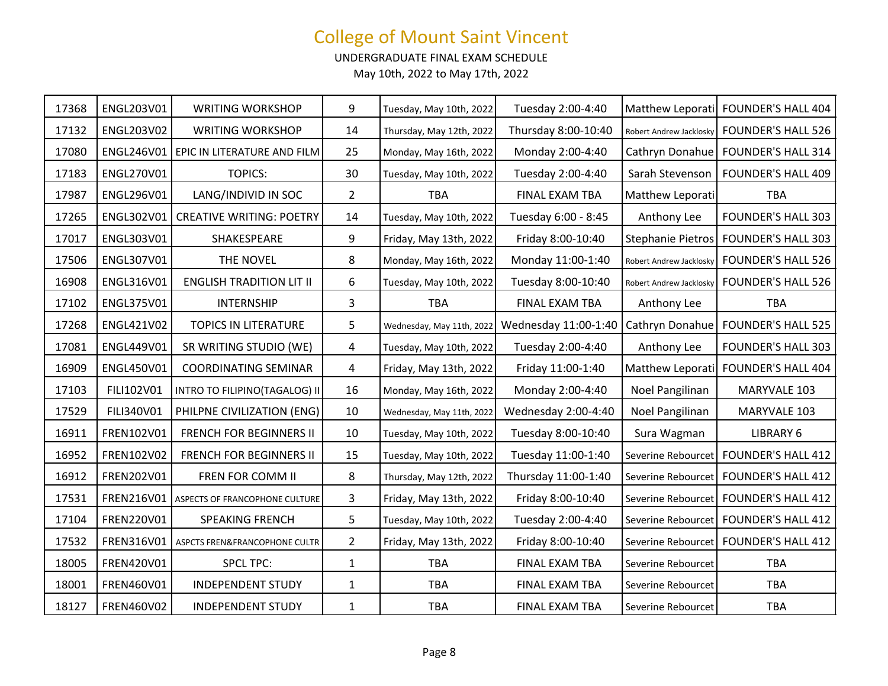# College of Mount Saint Vincent

UNDERGRADUATE FINAL EXAM SCHEDULE

May 10th, 2022 to May 17th, 2022

| | | | | | | | |
|---|---|---|---|---|---|---|---|
| 17368 | ENGL203V01 | WRITING WORKSHOP | 9 | Tuesday, May 10th, 2022 | Tuesday 2:00-4:40 | Matthew Leporati | FOUNDER'S HALL 404 |
| 17132 | ENGL203V02 | WRITING WORKSHOP | 14 | Thursday, May 12th, 2022 | Thursday 8:00-10:40 | Robert Andrew Jacklosky | FOUNDER'S HALL 526 |
| 17080 | ENGL246V01 | EPIC IN LITERATURE AND FILM | 25 | Monday, May 16th, 2022 | Monday 2:00-4:40 | Cathryn Donahue | FOUNDER'S HALL 314 |
| 17183 | ENGL270V01 | TOPICS: | 30 | Tuesday, May 10th, 2022 | Tuesday 2:00-4:40 | Sarah Stevenson | FOUNDER'S HALL 409 |
| 17987 | ENGL296V01 | LANG/INDIVID IN SOC | 2 | TBA | FINAL EXAM TBA | Matthew Leporati | TBA |
| 17265 | ENGL302V01 | CREATIVE WRITING: POETRY | 14 | Tuesday, May 10th, 2022 | Tuesday 6:00 - 8:45 | Anthony Lee | FOUNDER'S HALL 303 |
| 17017 | ENGL303V01 | SHAKESPEARE | 9 | Friday, May 13th, 2022 | Friday 8:00-10:40 | Stephanie Pietros | FOUNDER'S HALL 303 |
| 17506 | ENGL307V01 | THE NOVEL | 8 | Monday, May 16th, 2022 | Monday 11:00-1:40 | Robert Andrew Jacklosky | FOUNDER'S HALL 526 |
| 16908 | ENGL316V01 | ENGLISH TRADITION LIT II | 6 | Tuesday, May 10th, 2022 | Tuesday 8:00-10:40 | Robert Andrew Jacklosky | FOUNDER'S HALL 526 |
| 17102 | ENGL375V01 | INTERNSHIP | 3 | TBA | FINAL EXAM TBA | Anthony Lee | TBA |
| 17268 | ENGL421V02 | TOPICS IN LITERATURE | 5 | Wednesday, May 11th, 2022 | Wednesday 11:00-1:40 | Cathryn Donahue | FOUNDER'S HALL 525 |
| 17081 | ENGL449V01 | SR WRITING STUDIO (WE) | 4 | Tuesday, May 10th, 2022 | Tuesday 2:00-4:40 | Anthony Lee | FOUNDER'S HALL 303 |
| 16909 | ENGL450V01 | COORDINATING SEMINAR | 4 | Friday, May 13th, 2022 | Friday 11:00-1:40 | Matthew Leporati | FOUNDER'S HALL 404 |
| 17103 | FILI102V01 | INTRO TO FILIPINO(TAGALOG) II | 16 | Monday, May 16th, 2022 | Monday 2:00-4:40 | Noel Pangilinan | MARYVALE 103 |
| 17529 | FILI340V01 | PHILPNE CIVILIZATION (ENG) | 10 | Wednesday, May 11th, 2022 | Wednesday 2:00-4:40 | Noel Pangilinan | MARYVALE 103 |
| 16911 | FREN102V01 | FRENCH FOR BEGINNERS II | 10 | Tuesday, May 10th, 2022 | Tuesday 8:00-10:40 | Sura Wagman | LIBRARY 6 |
| 16952 | FREN102V02 | FRENCH FOR BEGINNERS II | 15 | Tuesday, May 10th, 2022 | Tuesday 11:00-1:40 | Severine Rebourcet | FOUNDER'S HALL 412 |
| 16912 | FREN202V01 | FREN FOR COMM II | 8 | Thursday, May 12th, 2022 | Thursday 11:00-1:40 | Severine Rebourcet | FOUNDER'S HALL 412 |
| 17531 | FREN216V01 | ASPECTS OF FRANCOPHONE CULTURE | 3 | Friday, May 13th, 2022 | Friday 8:00-10:40 | Severine Rebourcet | FOUNDER'S HALL 412 |
| 17104 | FREN220V01 | SPEAKING FRENCH | 5 | Tuesday, May 10th, 2022 | Tuesday 2:00-4:40 | Severine Rebourcet | FOUNDER'S HALL 412 |
| 17532 | FREN316V01 | ASPCTS FREN&FRANCOPHONE CULTR | 2 | Friday, May 13th, 2022 | Friday 8:00-10:40 | Severine Rebourcet | FOUNDER'S HALL 412 |
| 18005 | FREN420V01 | SPCL TPC: | 1 | TBA | FINAL EXAM TBA | Severine Rebourcet | TBA |
| 18001 | FREN460V01 | INDEPENDENT STUDY | 1 | TBA | FINAL EXAM TBA | Severine Rebourcet | TBA |
| 18127 | FREN460V02 | INDEPENDENT STUDY | 1 | TBA | FINAL EXAM TBA | Severine Rebourcet | TBA |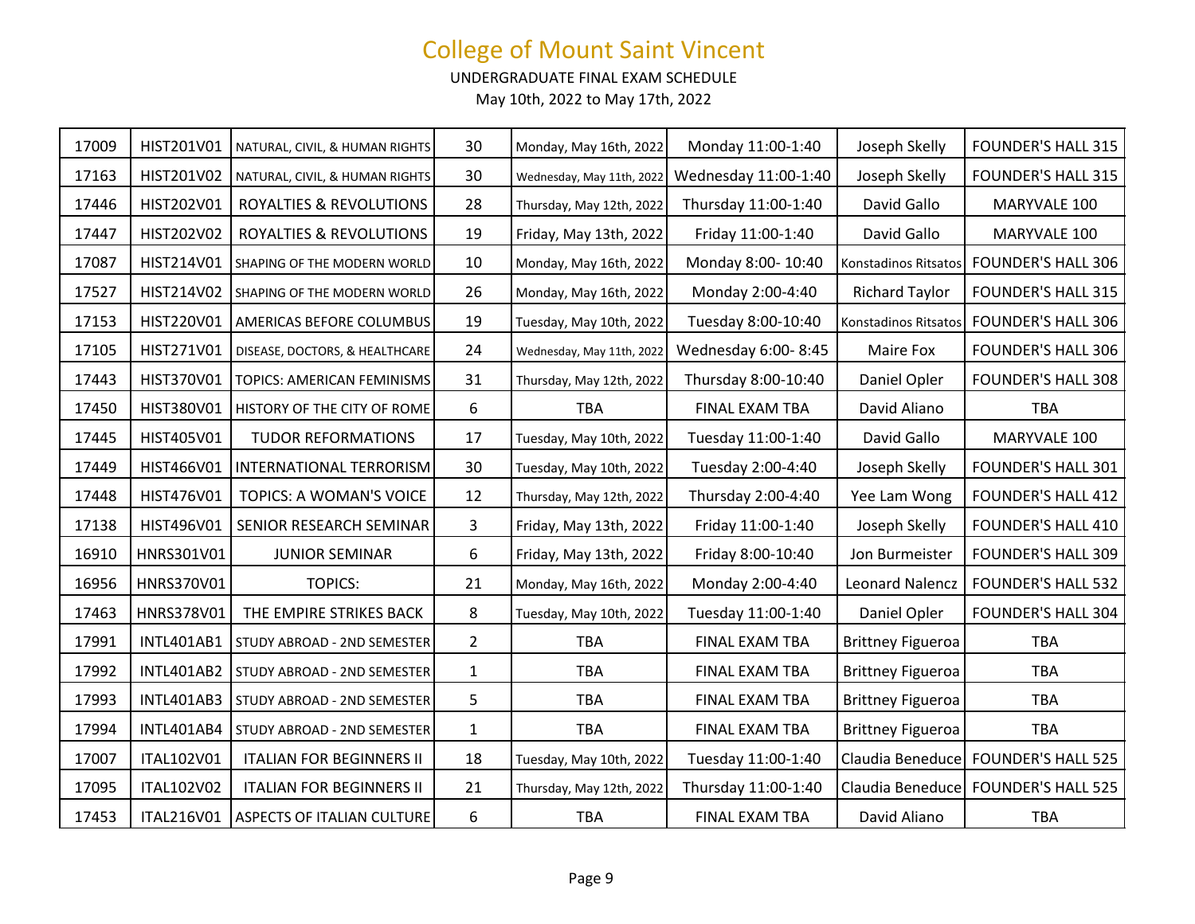# College of Mount Saint Vincent

UNDERGRADUATE FINAL EXAM SCHEDULE

May 10th, 2022 to May 17th, 2022

| | | | | | | | |
|---|---|---|---|---|---|---|---|
| 17009 | HIST201V01 | NATURAL, CIVIL, & HUMAN RIGHTS | 30 | Monday, May 16th, 2022 | Monday 11:00-1:40 | Joseph Skelly | FOUNDER'S HALL 315 |
| 17163 | HIST201V02 | NATURAL, CIVIL, & HUMAN RIGHTS | 30 | Wednesday, May 11th, 2022 | Wednesday 11:00-1:40 | Joseph Skelly | FOUNDER'S HALL 315 |
| 17446 | HIST202V01 | ROYALTIES & REVOLUTIONS | 28 | Thursday, May 12th, 2022 | Thursday 11:00-1:40 | David Gallo | MARYVALE 100 |
| 17447 | HIST202V02 | ROYALTIES & REVOLUTIONS | 19 | Friday, May 13th, 2022 | Friday 11:00-1:40 | David Gallo | MARYVALE 100 |
| 17087 | HIST214V01 | SHAPING OF THE MODERN WORLD | 10 | Monday, May 16th, 2022 | Monday 8:00- 10:40 | Konstadinos Ritsatos | FOUNDER'S HALL 306 |
| 17527 | HIST214V02 | SHAPING OF THE MODERN WORLD | 26 | Monday, May 16th, 2022 | Monday 2:00-4:40 | Richard Taylor | FOUNDER'S HALL 315 |
| 17153 | HIST220V01 | AMERICAS BEFORE COLUMBUS | 19 | Tuesday, May 10th, 2022 | Tuesday 8:00-10:40 | Konstadinos Ritsatos | FOUNDER'S HALL 306 |
| 17105 | HIST271V01 | DISEASE, DOCTORS, & HEALTHCARE | 24 | Wednesday, May 11th, 2022 | Wednesday 6:00- 8:45 | Maire Fox | FOUNDER'S HALL 306 |
| 17443 | HIST370V01 | TOPICS: AMERICAN FEMINISMS | 31 | Thursday, May 12th, 2022 | Thursday 8:00-10:40 | Daniel Opler | FOUNDER'S HALL 308 |
| 17450 | HIST380V01 | HISTORY OF THE CITY OF ROME | 6 | TBA | FINAL EXAM TBA | David Aliano | TBA |
| 17445 | HIST405V01 | TUDOR REFORMATIONS | 17 | Tuesday, May 10th, 2022 | Tuesday 11:00-1:40 | David Gallo | MARYVALE 100 |
| 17449 | HIST466V01 | INTERNATIONAL TERRORISM | 30 | Tuesday, May 10th, 2022 | Tuesday 2:00-4:40 | Joseph Skelly | FOUNDER'S HALL 301 |
| 17448 | HIST476V01 | TOPICS: A WOMAN'S VOICE | 12 | Thursday, May 12th, 2022 | Thursday 2:00-4:40 | Yee Lam Wong | FOUNDER'S HALL 412 |
| 17138 | HIST496V01 | SENIOR RESEARCH SEMINAR | 3 | Friday, May 13th, 2022 | Friday 11:00-1:40 | Joseph Skelly | FOUNDER'S HALL 410 |
| 16910 | HNRS301V01 | JUNIOR SEMINAR | 6 | Friday, May 13th, 2022 | Friday 8:00-10:40 | Jon Burmeister | FOUNDER'S HALL 309 |
| 16956 | HNRS370V01 | TOPICS: | 21 | Monday, May 16th, 2022 | Monday 2:00-4:40 | Leonard Nalencz | FOUNDER'S HALL 532 |
| 17463 | HNRS378V01 | THE EMPIRE STRIKES BACK | 8 | Tuesday, May 10th, 2022 | Tuesday 11:00-1:40 | Daniel Opler | FOUNDER'S HALL 304 |
| 17991 | INTL401AB1 | STUDY ABROAD - 2ND SEMESTER | 2 | TBA | FINAL EXAM TBA | Brittney Figueroa | TBA |
| 17992 | INTL401AB2 | STUDY ABROAD - 2ND SEMESTER | 1 | TBA | FINAL EXAM TBA | Brittney Figueroa | TBA |
| 17993 | INTL401AB3 | STUDY ABROAD - 2ND SEMESTER | 5 | TBA | FINAL EXAM TBA | Brittney Figueroa | TBA |
| 17994 | INTL401AB4 | STUDY ABROAD - 2ND SEMESTER | 1 | TBA | FINAL EXAM TBA | Brittney Figueroa | TBA |
| 17007 | ITAL102V01 | ITALIAN FOR BEGINNERS II | 18 | Tuesday, May 10th, 2022 | Tuesday 11:00-1:40 | Claudia Beneduce | FOUNDER'S HALL 525 |
| 17095 | ITAL102V02 | ITALIAN FOR BEGINNERS II | 21 | Thursday, May 12th, 2022 | Thursday 11:00-1:40 | Claudia Beneduce | FOUNDER'S HALL 525 |
| 17453 | ITAL216V01 | ASPECTS OF ITALIAN CULTURE | 6 | TBA | FINAL EXAM TBA | David Aliano | TBA |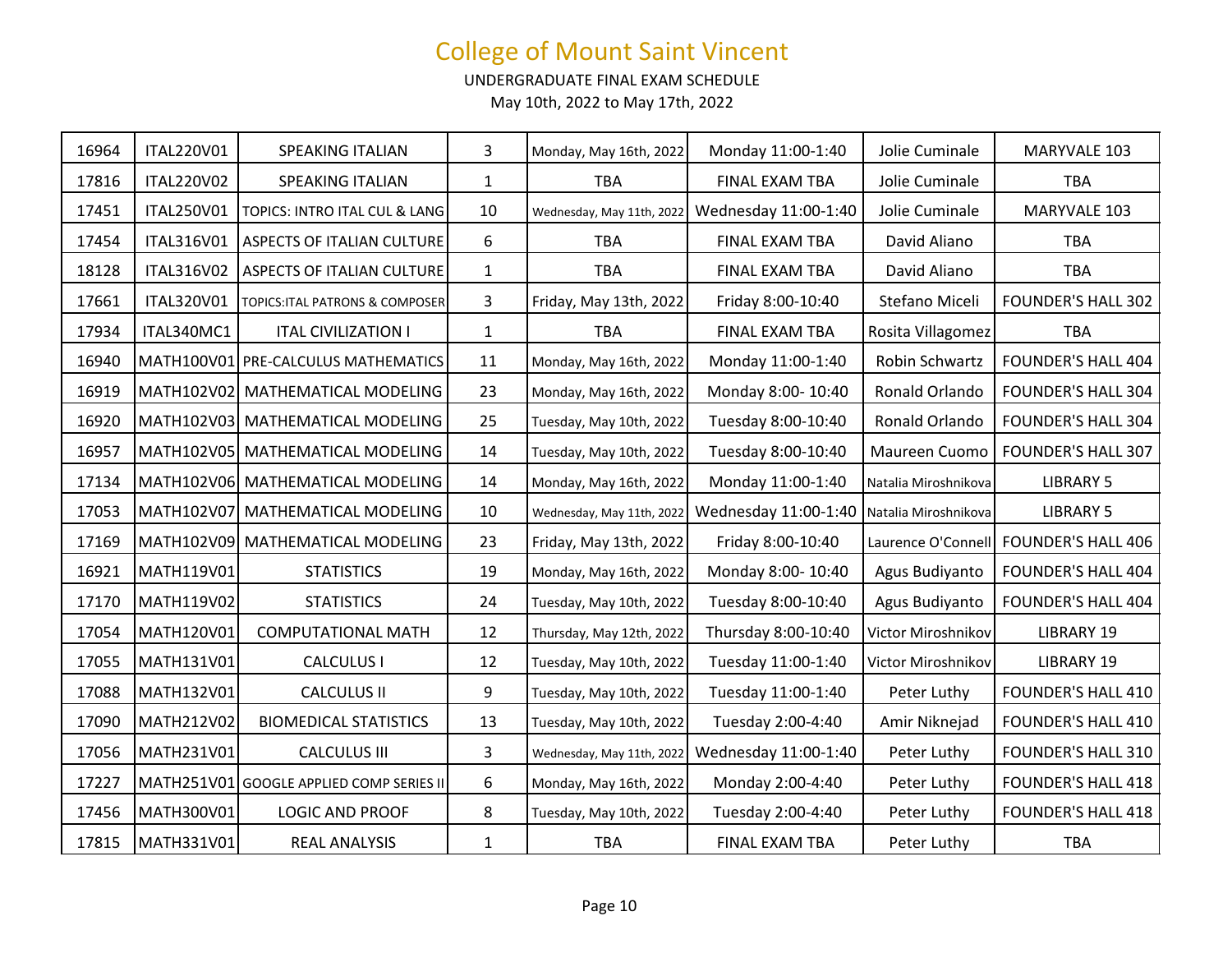# College of Mount Saint Vincent

UNDERGRADUATE FINAL EXAM SCHEDULE

May 10th, 2022 to May 17th, 2022

| | | | | | | | |
|---|---|---|---|---|---|---|---|
| 16964 | ITAL220V01 | SPEAKING ITALIAN | 3 | Monday, May 16th, 2022 | Monday 11:00-1:40 | Jolie Cuminale | MARYVALE 103 |
| 17816 | ITAL220V02 | SPEAKING ITALIAN | 1 | TBA | FINAL EXAM TBA | Jolie Cuminale | TBA |
| 17451 | ITAL250V01 | TOPICS: INTRO ITAL CUL & LANG | 10 | Wednesday, May 11th, 2022 | Wednesday 11:00-1:40 | Jolie Cuminale | MARYVALE 103 |
| 17454 | ITAL316V01 | ASPECTS OF ITALIAN CULTURE | 6 | TBA | FINAL EXAM TBA | David Aliano | TBA |
| 18128 | ITAL316V02 | ASPECTS OF ITALIAN CULTURE | 1 | TBA | FINAL EXAM TBA | David Aliano | TBA |
| 17661 | ITAL320V01 | TOPICS:ITAL PATRONS & COMPOSER | 3 | Friday, May 13th, 2022 | Friday 8:00-10:40 | Stefano Miceli | FOUNDER'S HALL 302 |
| 17934 | ITAL340MC1 | ITAL CIVILIZATION I | 1 | TBA | FINAL EXAM TBA | Rosita Villagomez | TBA |
| 16940 | MATH100V01 | PRE-CALCULUS MATHEMATICS | 11 | Monday, May 16th, 2022 | Monday 11:00-1:40 | Robin Schwartz | FOUNDER'S HALL 404 |
| 16919 | MATH102V02 | MATHEMATICAL MODELING | 23 | Monday, May 16th, 2022 | Monday 8:00- 10:40 | Ronald Orlando | FOUNDER'S HALL 304 |
| 16920 | MATH102V03 | MATHEMATICAL MODELING | 25 | Tuesday, May 10th, 2022 | Tuesday 8:00-10:40 | Ronald Orlando | FOUNDER'S HALL 304 |
| 16957 | MATH102V05 | MATHEMATICAL MODELING | 14 | Tuesday, May 10th, 2022 | Tuesday 8:00-10:40 | Maureen Cuomo | FOUNDER'S HALL 307 |
| 17134 | MATH102V06 | MATHEMATICAL MODELING | 14 | Monday, May 16th, 2022 | Monday 11:00-1:40 | Natalia Miroshnikova | LIBRARY 5 |
| 17053 | MATH102V07 | MATHEMATICAL MODELING | 10 | Wednesday, May 11th, 2022 | Wednesday 11:00-1:40 | Natalia Miroshnikova | LIBRARY 5 |
| 17169 | MATH102V09 | MATHEMATICAL MODELING | 23 | Friday, May 13th, 2022 | Friday 8:00-10:40 | Laurence O'Connell | FOUNDER'S HALL 406 |
| 16921 | MATH119V01 | STATISTICS | 19 | Monday, May 16th, 2022 | Monday 8:00- 10:40 | Agus Budiyanto | FOUNDER'S HALL 404 |
| 17170 | MATH119V02 | STATISTICS | 24 | Tuesday, May 10th, 2022 | Tuesday 8:00-10:40 | Agus Budiyanto | FOUNDER'S HALL 404 |
| 17054 | MATH120V01 | COMPUTATIONAL MATH | 12 | Thursday, May 12th, 2022 | Thursday 8:00-10:40 | Victor Miroshnikov | LIBRARY 19 |
| 17055 | MATH131V01 | CALCULUS I | 12 | Tuesday, May 10th, 2022 | Tuesday 11:00-1:40 | Victor Miroshnikov | LIBRARY 19 |
| 17088 | MATH132V01 | CALCULUS II | 9 | Tuesday, May 10th, 2022 | Tuesday 11:00-1:40 | Peter Luthy | FOUNDER'S HALL 410 |
| 17090 | MATH212V02 | BIOMEDICAL STATISTICS | 13 | Tuesday, May 10th, 2022 | Tuesday 2:00-4:40 | Amir Niknejad | FOUNDER'S HALL 410 |
| 17056 | MATH231V01 | CALCULUS III | 3 | Wednesday, May 11th, 2022 | Wednesday 11:00-1:40 | Peter Luthy | FOUNDER'S HALL 310 |
| 17227 | MATH251V01 | GOOGLE APPLIED COMP SERIES II | 6 | Monday, May 16th, 2022 | Monday 2:00-4:40 | Peter Luthy | FOUNDER'S HALL 418 |
| 17456 | MATH300V01 | LOGIC AND PROOF | 8 | Tuesday, May 10th, 2022 | Tuesday 2:00-4:40 | Peter Luthy | FOUNDER'S HALL 418 |
| 17815 | MATH331V01 | REAL ANALYSIS | 1 | TBA | FINAL EXAM TBA | Peter Luthy | TBA |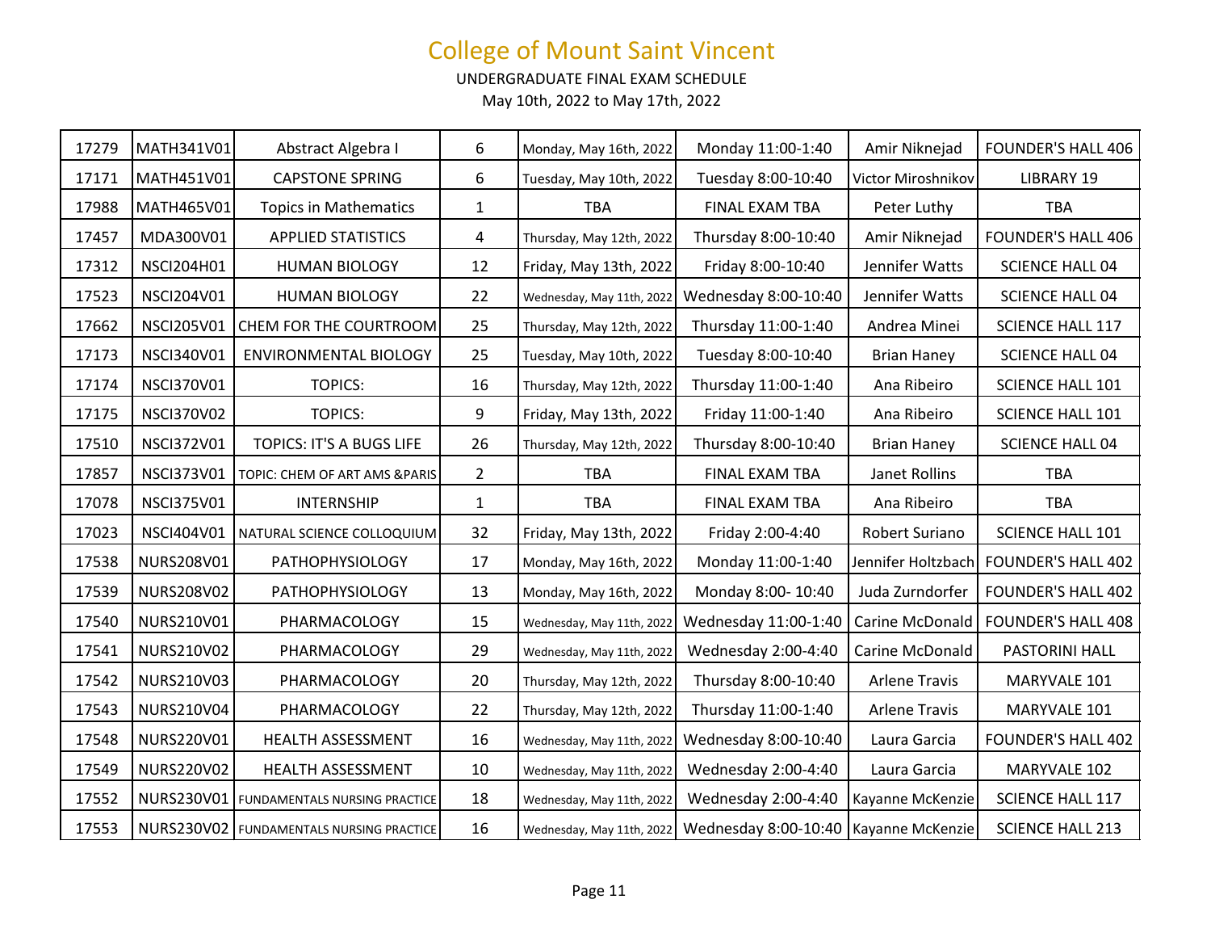# College of Mount Saint Vincent

UNDERGRADUATE FINAL EXAM SCHEDULE

May 10th, 2022 to May 17th, 2022

| | | | | | | | |
|---|---|---|---|---|---|---|---|
| 17279 | MATH341V01 | Abstract Algebra I | 6 | Monday, May 16th, 2022 | Monday 11:00-1:40 | Amir Niknejad | FOUNDER'S HALL 406 |
| 17171 | MATH451V01 | CAPSTONE SPRING | 6 | Tuesday, May 10th, 2022 | Tuesday 8:00-10:40 | Victor Miroshnikov | LIBRARY 19 |
| 17988 | MATH465V01 | Topics in Mathematics | 1 | TBA | FINAL EXAM TBA | Peter Luthy | TBA |
| 17457 | MDA300V01 | APPLIED STATISTICS | 4 | Thursday, May 12th, 2022 | Thursday 8:00-10:40 | Amir Niknejad | FOUNDER'S HALL 406 |
| 17312 | NSCI204H01 | HUMAN BIOLOGY | 12 | Friday, May 13th, 2022 | Friday 8:00-10:40 | Jennifer Watts | SCIENCE HALL 04 |
| 17523 | NSCI204V01 | HUMAN BIOLOGY | 22 | Wednesday, May 11th, 2022 | Wednesday 8:00-10:40 | Jennifer Watts | SCIENCE HALL 04 |
| 17662 | NSCI205V01 | CHEM FOR THE COURTROOM | 25 | Thursday, May 12th, 2022 | Thursday 11:00-1:40 | Andrea Minei | SCIENCE HALL 117 |
| 17173 | NSCI340V01 | ENVIRONMENTAL BIOLOGY | 25 | Tuesday, May 10th, 2022 | Tuesday 8:00-10:40 | Brian Haney | SCIENCE HALL 04 |
| 17174 | NSCI370V01 | TOPICS: | 16 | Thursday, May 12th, 2022 | Thursday 11:00-1:40 | Ana Ribeiro | SCIENCE HALL 101 |
| 17175 | NSCI370V02 | TOPICS: | 9 | Friday, May 13th, 2022 | Friday 11:00-1:40 | Ana Ribeiro | SCIENCE HALL 101 |
| 17510 | NSCI372V01 | TOPICS: IT'S A BUGS LIFE | 26 | Thursday, May 12th, 2022 | Thursday 8:00-10:40 | Brian Haney | SCIENCE HALL 04 |
| 17857 | NSCI373V01 | TOPIC: CHEM OF ART AMS &PARIS | 2 | TBA | FINAL EXAM TBA | Janet Rollins | TBA |
| 17078 | NSCI375V01 | INTERNSHIP | 1 | TBA | FINAL EXAM TBA | Ana Ribeiro | TBA |
| 17023 | NSCI404V01 | NATURAL SCIENCE COLLOQUIUM | 32 | Friday, May 13th, 2022 | Friday 2:00-4:40 | Robert Suriano | SCIENCE HALL 101 |
| 17538 | NURS208V01 | PATHOPHYSIOLOGY | 17 | Monday, May 16th, 2022 | Monday 11:00-1:40 | Jennifer Holtzbach | FOUNDER'S HALL 402 |
| 17539 | NURS208V02 | PATHOPHYSIOLOGY | 13 | Monday, May 16th, 2022 | Monday 8:00- 10:40 | Juda Zurndorfer | FOUNDER'S HALL 402 |
| 17540 | NURS210V01 | PHARMACOLOGY | 15 | Wednesday, May 11th, 2022 | Wednesday 11:00-1:40 | Carine McDonald | FOUNDER'S HALL 408 |
| 17541 | NURS210V02 | PHARMACOLOGY | 29 | Wednesday, May 11th, 2022 | Wednesday 2:00-4:40 | Carine McDonald | PASTORINI HALL |
| 17542 | NURS210V03 | PHARMACOLOGY | 20 | Thursday, May 12th, 2022 | Thursday 8:00-10:40 | Arlene Travis | MARYVALE 101 |
| 17543 | NURS210V04 | PHARMACOLOGY | 22 | Thursday, May 12th, 2022 | Thursday 11:00-1:40 | Arlene Travis | MARYVALE 101 |
| 17548 | NURS220V01 | HEALTH ASSESSMENT | 16 | Wednesday, May 11th, 2022 | Wednesday 8:00-10:40 | Laura Garcia | FOUNDER'S HALL 402 |
| 17549 | NURS220V02 | HEALTH ASSESSMENT | 10 | Wednesday, May 11th, 2022 | Wednesday 2:00-4:40 | Laura Garcia | MARYVALE 102 |
| 17552 | NURS230V01 | FUNDAMENTALS NURSING PRACTICE | 18 | Wednesday, May 11th, 2022 | Wednesday 2:00-4:40 | Kayanne McKenzie | SCIENCE HALL 117 |
| 17553 | NURS230V02 | FUNDAMENTALS NURSING PRACTICE | 16 | Wednesday, May 11th, 2022 | Wednesday 8:00-10:40 | Kayanne McKenzie | SCIENCE HALL 213 |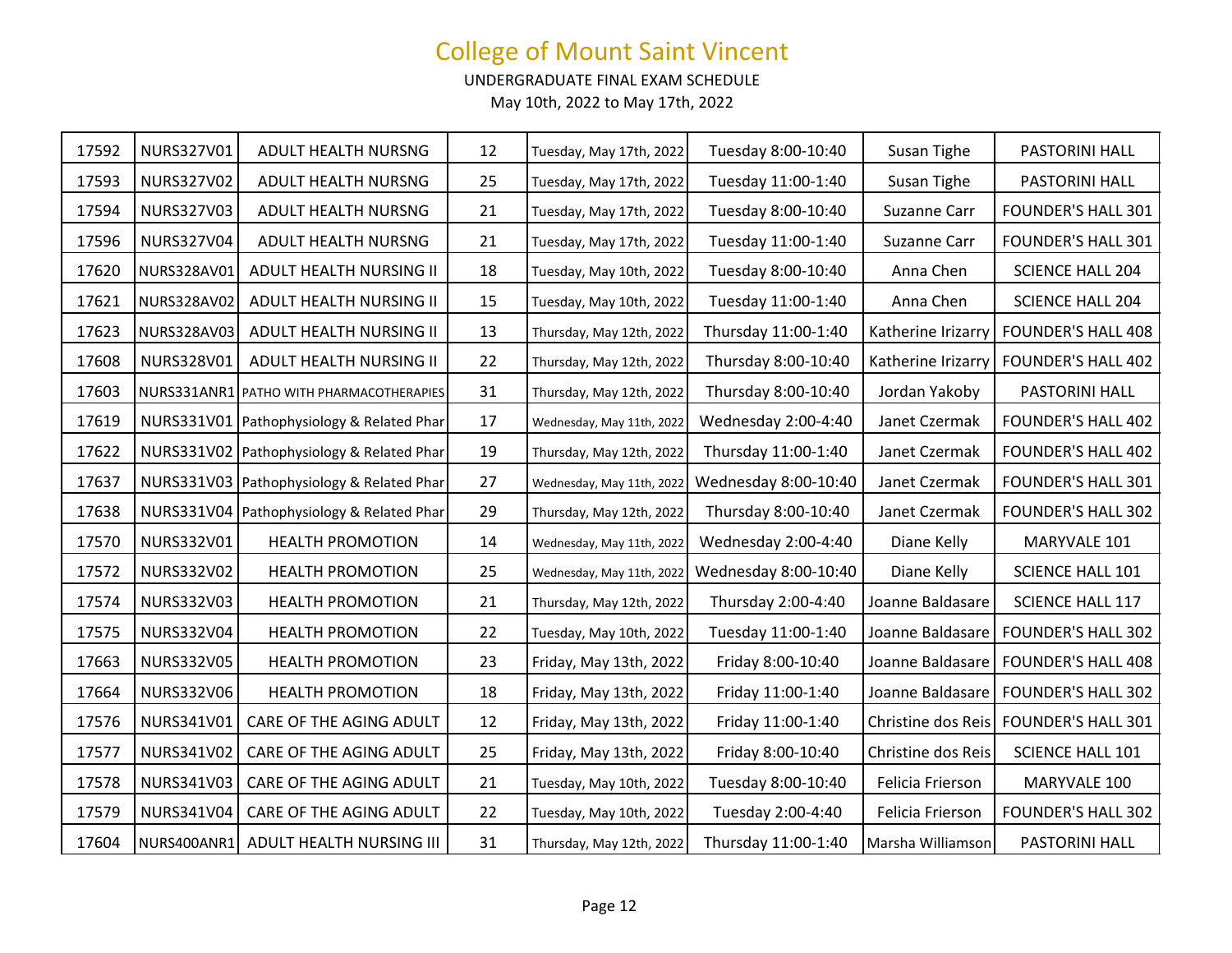# College of Mount Saint Vincent

UNDERGRADUATE FINAL EXAM SCHEDULE

May 10th, 2022 to May 17th, 2022

| | | | | | | | |
|---|---|---|---|---|---|---|---|
| 17592 | NURS327V01 | ADULT HEALTH NURSNG | 12 | Tuesday, May 17th, 2022 | Tuesday 8:00-10:40 | Susan Tighe | PASTORINI HALL |
| 17593 | NURS327V02 | ADULT HEALTH NURSNG | 25 | Tuesday, May 17th, 2022 | Tuesday 11:00-1:40 | Susan Tighe | PASTORINI HALL |
| 17594 | NURS327V03 | ADULT HEALTH NURSNG | 21 | Tuesday, May 17th, 2022 | Tuesday 8:00-10:40 | Suzanne Carr | FOUNDER'S HALL 301 |
| 17596 | NURS327V04 | ADULT HEALTH NURSNG | 21 | Tuesday, May 17th, 2022 | Tuesday 11:00-1:40 | Suzanne Carr | FOUNDER'S HALL 301 |
| 17620 | NURS328AV01 | ADULT HEALTH NURSING II | 18 | Tuesday, May 10th, 2022 | Tuesday 8:00-10:40 | Anna Chen | SCIENCE HALL 204 |
| 17621 | NURS328AV02 | ADULT HEALTH NURSING II | 15 | Tuesday, May 10th, 2022 | Tuesday 11:00-1:40 | Anna Chen | SCIENCE HALL 204 |
| 17623 | NURS328AV03 | ADULT HEALTH NURSING II | 13 | Thursday, May 12th, 2022 | Thursday 11:00-1:40 | Katherine Irizarry | FOUNDER'S HALL 408 |
| 17608 | NURS328V01 | ADULT HEALTH NURSING II | 22 | Thursday, May 12th, 2022 | Thursday 8:00-10:40 | Katherine Irizarry | FOUNDER'S HALL 402 |
| 17603 | NURS331ANR1 | PATHO WITH PHARMACOTHERAPIES | 31 | Thursday, May 12th, 2022 | Thursday 8:00-10:40 | Jordan Yakoby | PASTORINI HALL |
| 17619 | NURS331V01 | Pathophysiology & Related Phar | 17 | Wednesday, May 11th, 2022 | Wednesday 2:00-4:40 | Janet Czermak | FOUNDER'S HALL 402 |
| 17622 | NURS331V02 | Pathophysiology & Related Phar | 19 | Thursday, May 12th, 2022 | Thursday 11:00-1:40 | Janet Czermak | FOUNDER'S HALL 402 |
| 17637 | NURS331V03 | Pathophysiology & Related Phar | 27 | Wednesday, May 11th, 2022 | Wednesday 8:00-10:40 | Janet Czermak | FOUNDER'S HALL 301 |
| 17638 | NURS331V04 | Pathophysiology & Related Phar | 29 | Thursday, May 12th, 2022 | Thursday 8:00-10:40 | Janet Czermak | FOUNDER'S HALL 302 |
| 17570 | NURS332V01 | HEALTH PROMOTION | 14 | Wednesday, May 11th, 2022 | Wednesday 2:00-4:40 | Diane Kelly | MARYVALE 101 |
| 17572 | NURS332V02 | HEALTH PROMOTION | 25 | Wednesday, May 11th, 2022 | Wednesday 8:00-10:40 | Diane Kelly | SCIENCE HALL 101 |
| 17574 | NURS332V03 | HEALTH PROMOTION | 21 | Thursday, May 12th, 2022 | Thursday 2:00-4:40 | Joanne Baldasare | SCIENCE HALL 117 |
| 17575 | NURS332V04 | HEALTH PROMOTION | 22 | Tuesday, May 10th, 2022 | Tuesday 11:00-1:40 | Joanne Baldasare | FOUNDER'S HALL 302 |
| 17663 | NURS332V05 | HEALTH PROMOTION | 23 | Friday, May 13th, 2022 | Friday 8:00-10:40 | Joanne Baldasare | FOUNDER'S HALL 408 |
| 17664 | NURS332V06 | HEALTH PROMOTION | 18 | Friday, May 13th, 2022 | Friday 11:00-1:40 | Joanne Baldasare | FOUNDER'S HALL 302 |
| 17576 | NURS341V01 | CARE OF THE AGING ADULT | 12 | Friday, May 13th, 2022 | Friday 11:00-1:40 | Christine dos Reis | FOUNDER'S HALL 301 |
| 17577 | NURS341V02 | CARE OF THE AGING ADULT | 25 | Friday, May 13th, 2022 | Friday 8:00-10:40 | Christine dos Reis | SCIENCE HALL 101 |
| 17578 | NURS341V03 | CARE OF THE AGING ADULT | 21 | Tuesday, May 10th, 2022 | Tuesday 8:00-10:40 | Felicia Frierson | MARYVALE 100 |
| 17579 | NURS341V04 | CARE OF THE AGING ADULT | 22 | Tuesday, May 10th, 2022 | Tuesday 2:00-4:40 | Felicia Frierson | FOUNDER'S HALL 302 |
| 17604 | NURS400ANR1 | ADULT HEALTH NURSING III | 31 | Thursday, May 12th, 2022 | Thursday 11:00-1:40 | Marsha Williamson | PASTORINI HALL |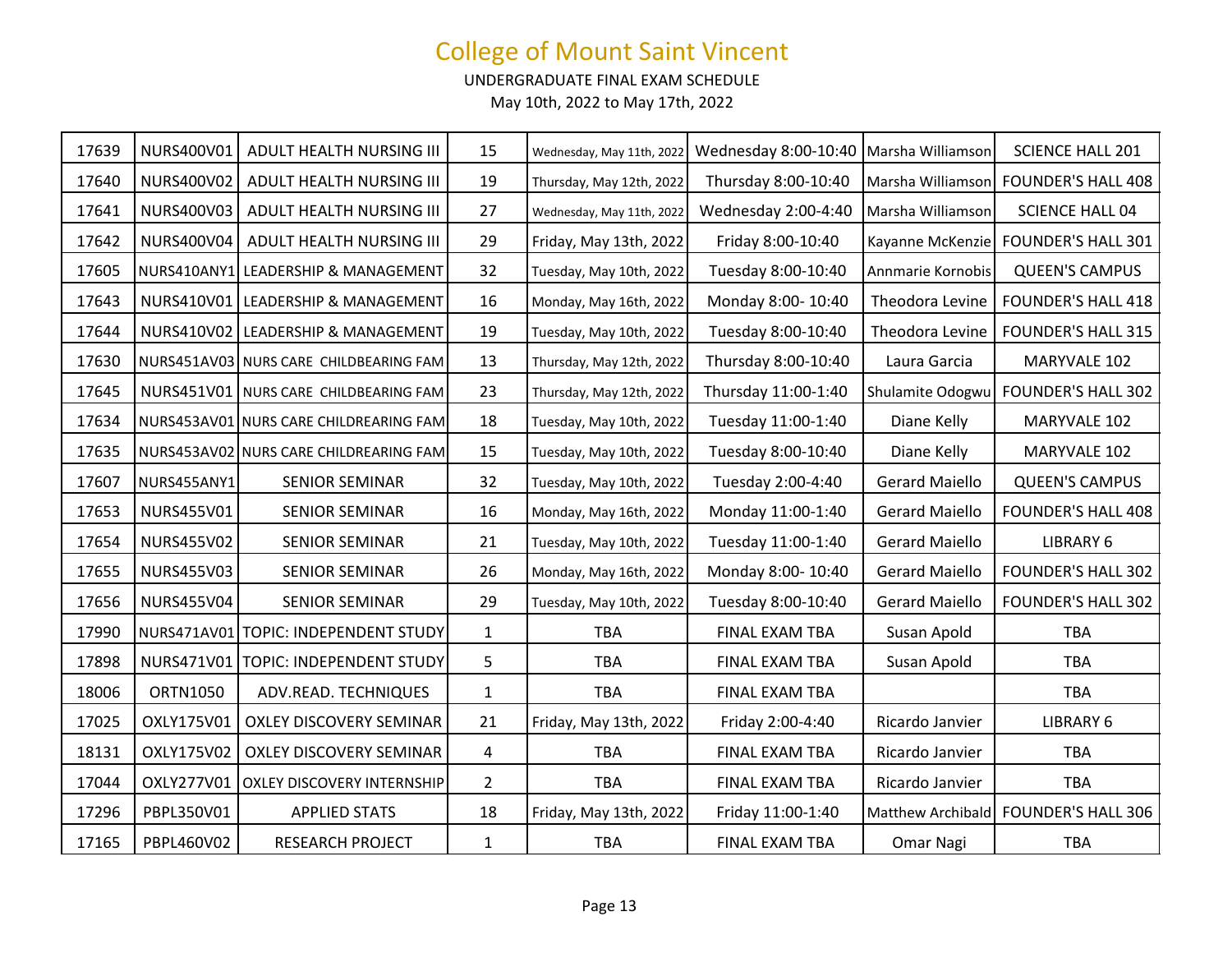# College of Mount Saint Vincent

UNDERGRADUATE FINAL EXAM SCHEDULE

May 10th, 2022 to May 17th, 2022

| | | | | | | | |
|---|---|---|---|---|---|---|---|
| 17639 | NURS400V01 | ADULT HEALTH NURSING III | 15 | Wednesday, May 11th, 2022 | Wednesday 8:00-10:40 | Marsha Williamson | SCIENCE HALL 201 |
| 17640 | NURS400V02 | ADULT HEALTH NURSING III | 19 | Thursday, May 12th, 2022 | Thursday 8:00-10:40 | Marsha Williamson | FOUNDER'S HALL 408 |
| 17641 | NURS400V03 | ADULT HEALTH NURSING III | 27 | Wednesday, May 11th, 2022 | Wednesday 2:00-4:40 | Marsha Williamson | SCIENCE HALL 04 |
| 17642 | NURS400V04 | ADULT HEALTH NURSING III | 29 | Friday, May 13th, 2022 | Friday 8:00-10:40 | Kayanne McKenzie | FOUNDER'S HALL 301 |
| 17605 | NURS410ANY1 | LEADERSHIP & MANAGEMENT | 32 | Tuesday, May 10th, 2022 | Tuesday 8:00-10:40 | Annmarie Kornobis | QUEEN'S CAMPUS |
| 17643 | NURS410V01 | LEADERSHIP & MANAGEMENT | 16 | Monday, May 16th, 2022 | Monday 8:00- 10:40 | Theodora Levine | FOUNDER'S HALL 418 |
| 17644 | NURS410V02 | LEADERSHIP & MANAGEMENT | 19 | Tuesday, May 10th, 2022 | Tuesday 8:00-10:40 | Theodora Levine | FOUNDER'S HALL 315 |
| 17630 | NURS451AV03 | NURS CARE CHILDBEARING FAM | 13 | Thursday, May 12th, 2022 | Thursday 8:00-10:40 | Laura Garcia | MARYVALE 102 |
| 17645 | NURS451V01 | NURS CARE CHILDBEARING FAM | 23 | Thursday, May 12th, 2022 | Thursday 11:00-1:40 | Shulamite Odogwu | FOUNDER'S HALL 302 |
| 17634 | NURS453AV01 | NURS CARE CHILDREARING FAM | 18 | Tuesday, May 10th, 2022 | Tuesday 11:00-1:40 | Diane Kelly | MARYVALE 102 |
| 17635 | NURS453AV02 | NURS CARE CHILDREARING FAM | 15 | Tuesday, May 10th, 2022 | Tuesday 8:00-10:40 | Diane Kelly | MARYVALE 102 |
| 17607 | NURS455ANY1 | SENIOR SEMINAR | 32 | Tuesday, May 10th, 2022 | Tuesday 2:00-4:40 | Gerard Maiello | QUEEN'S CAMPUS |
| 17653 | NURS455V01 | SENIOR SEMINAR | 16 | Monday, May 16th, 2022 | Monday 11:00-1:40 | Gerard Maiello | FOUNDER'S HALL 408 |
| 17654 | NURS455V02 | SENIOR SEMINAR | 21 | Tuesday, May 10th, 2022 | Tuesday 11:00-1:40 | Gerard Maiello | LIBRARY 6 |
| 17655 | NURS455V03 | SENIOR SEMINAR | 26 | Monday, May 16th, 2022 | Monday 8:00- 10:40 | Gerard Maiello | FOUNDER'S HALL 302 |
| 17656 | NURS455V04 | SENIOR SEMINAR | 29 | Tuesday, May 10th, 2022 | Tuesday 8:00-10:40 | Gerard Maiello | FOUNDER'S HALL 302 |
| 17990 | NURS471AV01 | TOPIC: INDEPENDENT STUDY | 1 | TBA | FINAL EXAM TBA | Susan Apold | TBA |
| 17898 | NURS471V01 | TOPIC: INDEPENDENT STUDY | 5 | TBA | FINAL EXAM TBA | Susan Apold | TBA |
| 18006 | ORTN1050 | ADV.READ. TECHNIQUES | 1 | TBA | FINAL EXAM TBA | | TBA |
| 17025 | OXLY175V01 | OXLEY DISCOVERY SEMINAR | 21 | Friday, May 13th, 2022 | Friday 2:00-4:40 | Ricardo Janvier | LIBRARY 6 |
| 18131 | OXLY175V02 | OXLEY DISCOVERY SEMINAR | 4 | TBA | FINAL EXAM TBA | Ricardo Janvier | TBA |
| 17044 | OXLY277V01 | OXLEY DISCOVERY INTERNSHIP | 2 | TBA | FINAL EXAM TBA | Ricardo Janvier | TBA |
| 17296 | PBPL350V01 | APPLIED STATS | 18 | Friday, May 13th, 2022 | Friday 11:00-1:40 | Matthew Archibald | FOUNDER'S HALL 306 |
| 17165 | PBPL460V02 | RESEARCH PROJECT | 1 | TBA | FINAL EXAM TBA | Omar Nagi | TBA |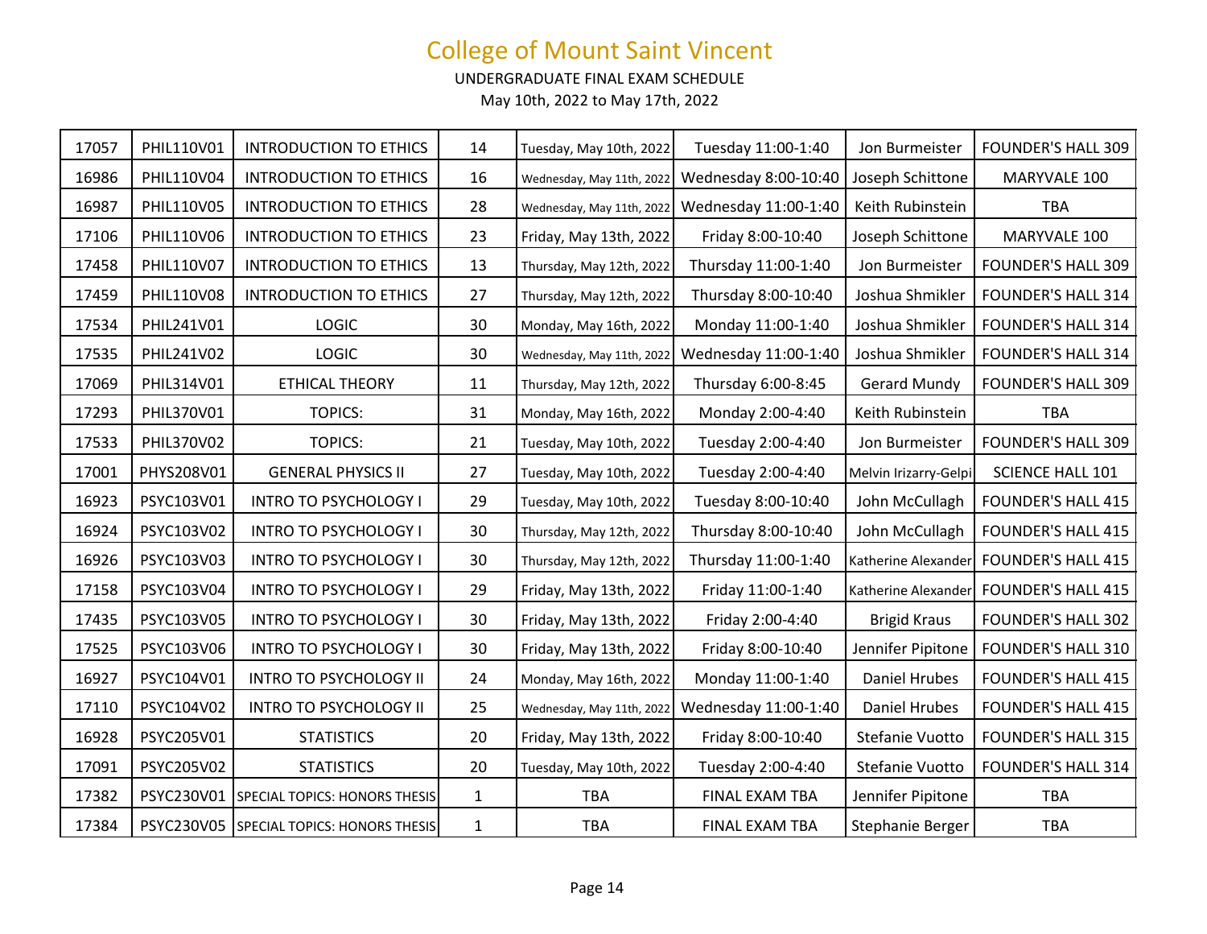# College of Mount Saint Vincent

UNDERGRADUATE FINAL EXAM SCHEDULE

May 10th, 2022 to May 17th, 2022

| | | | | | | | |
|---|---|---|---|---|---|---|---|
| 17057 | PHIL110V01 | INTRODUCTION TO ETHICS | 14 | Tuesday, May 10th, 2022 | Tuesday 11:00-1:40 | Jon Burmeister | FOUNDER'S HALL 309 |
| 16986 | PHIL110V04 | INTRODUCTION TO ETHICS | 16 | Wednesday, May 11th, 2022 | Wednesday 8:00-10:40 | Joseph Schittone | MARYVALE 100 |
| 16987 | PHIL110V05 | INTRODUCTION TO ETHICS | 28 | Wednesday, May 11th, 2022 | Wednesday 11:00-1:40 | Keith Rubinstein | TBA |
| 17106 | PHIL110V06 | INTRODUCTION TO ETHICS | 23 | Friday, May 13th, 2022 | Friday 8:00-10:40 | Joseph Schittone | MARYVALE 100 |
| 17458 | PHIL110V07 | INTRODUCTION TO ETHICS | 13 | Thursday, May 12th, 2022 | Thursday 11:00-1:40 | Jon Burmeister | FOUNDER'S HALL 309 |
| 17459 | PHIL110V08 | INTRODUCTION TO ETHICS | 27 | Thursday, May 12th, 2022 | Thursday 8:00-10:40 | Joshua Shmikler | FOUNDER'S HALL 314 |
| 17534 | PHIL241V01 | LOGIC | 30 | Monday, May 16th, 2022 | Monday 11:00-1:40 | Joshua Shmikler | FOUNDER'S HALL 314 |
| 17535 | PHIL241V02 | LOGIC | 30 | Wednesday, May 11th, 2022 | Wednesday 11:00-1:40 | Joshua Shmikler | FOUNDER'S HALL 314 |
| 17069 | PHIL314V01 | ETHICAL THEORY | 11 | Thursday, May 12th, 2022 | Thursday 6:00-8:45 | Gerard Mundy | FOUNDER'S HALL 309 |
| 17293 | PHIL370V01 | TOPICS: | 31 | Monday, May 16th, 2022 | Monday 2:00-4:40 | Keith Rubinstein | TBA |
| 17533 | PHIL370V02 | TOPICS: | 21 | Tuesday, May 10th, 2022 | Tuesday 2:00-4:40 | Jon Burmeister | FOUNDER'S HALL 309 |
| 17001 | PHYS208V01 | GENERAL PHYSICS II | 27 | Tuesday, May 10th, 2022 | Tuesday 2:00-4:40 | Melvin Irizarry-Gelpi | SCIENCE HALL 101 |
| 16923 | PSYC103V01 | INTRO TO PSYCHOLOGY I | 29 | Tuesday, May 10th, 2022 | Tuesday 8:00-10:40 | John McCullagh | FOUNDER'S HALL 415 |
| 16924 | PSYC103V02 | INTRO TO PSYCHOLOGY I | 30 | Thursday, May 12th, 2022 | Thursday 8:00-10:40 | John McCullagh | FOUNDER'S HALL 415 |
| 16926 | PSYC103V03 | INTRO TO PSYCHOLOGY I | 30 | Thursday, May 12th, 2022 | Thursday 11:00-1:40 | Katherine Alexander | FOUNDER'S HALL 415 |
| 17158 | PSYC103V04 | INTRO TO PSYCHOLOGY I | 29 | Friday, May 13th, 2022 | Friday 11:00-1:40 | Katherine Alexander | FOUNDER'S HALL 415 |
| 17435 | PSYC103V05 | INTRO TO PSYCHOLOGY I | 30 | Friday, May 13th, 2022 | Friday 2:00-4:40 | Brigid Kraus | FOUNDER'S HALL 302 |
| 17525 | PSYC103V06 | INTRO TO PSYCHOLOGY I | 30 | Friday, May 13th, 2022 | Friday 8:00-10:40 | Jennifer Pipitone | FOUNDER'S HALL 310 |
| 16927 | PSYC104V01 | INTRO TO PSYCHOLOGY II | 24 | Monday, May 16th, 2022 | Monday 11:00-1:40 | Daniel Hrubes | FOUNDER'S HALL 415 |
| 17110 | PSYC104V02 | INTRO TO PSYCHOLOGY II | 25 | Wednesday, May 11th, 2022 | Wednesday 11:00-1:40 | Daniel Hrubes | FOUNDER'S HALL 415 |
| 16928 | PSYC205V01 | STATISTICS | 20 | Friday, May 13th, 2022 | Friday 8:00-10:40 | Stefanie Vuotto | FOUNDER'S HALL 315 |
| 17091 | PSYC205V02 | STATISTICS | 20 | Tuesday, May 10th, 2022 | Tuesday 2:00-4:40 | Stefanie Vuotto | FOUNDER'S HALL 314 |
| 17382 | PSYC230V01 | SPECIAL TOPICS: HONORS THESIS | 1 | TBA | FINAL EXAM TBA | Jennifer Pipitone | TBA |
| 17384 | PSYC230V05 | SPECIAL TOPICS: HONORS THESIS | 1 | TBA | FINAL EXAM TBA | Stephanie Berger | TBA |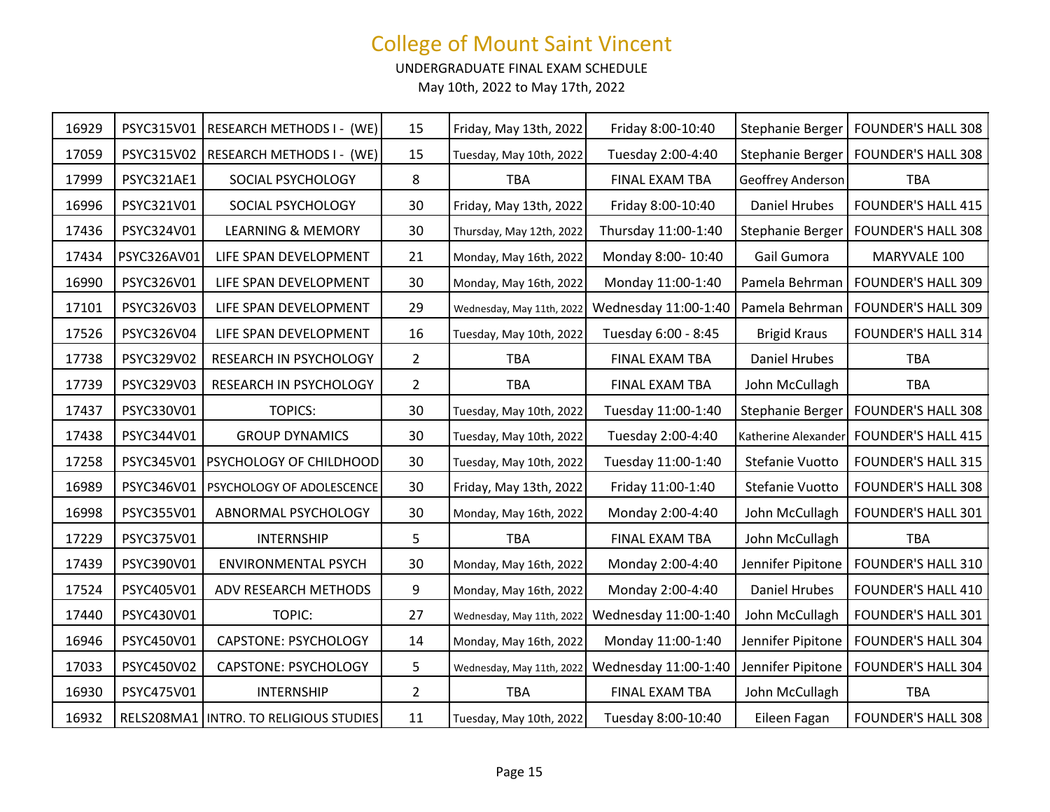# College of Mount Saint Vincent

UNDERGRADUATE FINAL EXAM SCHEDULE

May 10th, 2022 to May 17th, 2022

| | | | | | | | |
|---|---|---|---|---|---|---|---|
| 16929 | PSYC315V01 | RESEARCH METHODS I - (WE) | 15 | Friday, May 13th, 2022 | Friday 8:00-10:40 | Stephanie Berger | FOUNDER'S HALL 308 |
| 17059 | PSYC315V02 | RESEARCH METHODS I - (WE) | 15 | Tuesday, May 10th, 2022 | Tuesday 2:00-4:40 | Stephanie Berger | FOUNDER'S HALL 308 |
| 17999 | PSYC321AE1 | SOCIAL PSYCHOLOGY | 8 | TBA | FINAL EXAM TBA | Geoffrey Anderson | TBA |
| 16996 | PSYC321V01 | SOCIAL PSYCHOLOGY | 30 | Friday, May 13th, 2022 | Friday 8:00-10:40 | Daniel Hrubes | FOUNDER'S HALL 415 |
| 17436 | PSYC324V01 | LEARNING & MEMORY | 30 | Thursday, May 12th, 2022 | Thursday 11:00-1:40 | Stephanie Berger | FOUNDER'S HALL 308 |
| 17434 | PSYC326AV01 | LIFE SPAN DEVELOPMENT | 21 | Monday, May 16th, 2022 | Monday 8:00- 10:40 | Gail Gumora | MARYVALE 100 |
| 16990 | PSYC326V01 | LIFE SPAN DEVELOPMENT | 30 | Monday, May 16th, 2022 | Monday 11:00-1:40 | Pamela Behrman | FOUNDER'S HALL 309 |
| 17101 | PSYC326V03 | LIFE SPAN DEVELOPMENT | 29 | Wednesday, May 11th, 2022 | Wednesday 11:00-1:40 | Pamela Behrman | FOUNDER'S HALL 309 |
| 17526 | PSYC326V04 | LIFE SPAN DEVELOPMENT | 16 | Tuesday, May 10th, 2022 | Tuesday 6:00 - 8:45 | Brigid Kraus | FOUNDER'S HALL 314 |
| 17738 | PSYC329V02 | RESEARCH IN PSYCHOLOGY | 2 | TBA | FINAL EXAM TBA | Daniel Hrubes | TBA |
| 17739 | PSYC329V03 | RESEARCH IN PSYCHOLOGY | 2 | TBA | FINAL EXAM TBA | John McCullagh | TBA |
| 17437 | PSYC330V01 | TOPICS: | 30 | Tuesday, May 10th, 2022 | Tuesday 11:00-1:40 | Stephanie Berger | FOUNDER'S HALL 308 |
| 17438 | PSYC344V01 | GROUP DYNAMICS | 30 | Tuesday, May 10th, 2022 | Tuesday 2:00-4:40 | Katherine Alexander | FOUNDER'S HALL 415 |
| 17258 | PSYC345V01 | PSYCHOLOGY OF CHILDHOOD | 30 | Tuesday, May 10th, 2022 | Tuesday 11:00-1:40 | Stefanie Vuotto | FOUNDER'S HALL 315 |
| 16989 | PSYC346V01 | PSYCHOLOGY OF ADOLESCENCE | 30 | Friday, May 13th, 2022 | Friday 11:00-1:40 | Stefanie Vuotto | FOUNDER'S HALL 308 |
| 16998 | PSYC355V01 | ABNORMAL PSYCHOLOGY | 30 | Monday, May 16th, 2022 | Monday 2:00-4:40 | John McCullagh | FOUNDER'S HALL 301 |
| 17229 | PSYC375V01 | INTERNSHIP | 5 | TBA | FINAL EXAM TBA | John McCullagh | TBA |
| 17439 | PSYC390V01 | ENVIRONMENTAL PSYCH | 30 | Monday, May 16th, 2022 | Monday 2:00-4:40 | Jennifer Pipitone | FOUNDER'S HALL 310 |
| 17524 | PSYC405V01 | ADV RESEARCH METHODS | 9 | Monday, May 16th, 2022 | Monday 2:00-4:40 | Daniel Hrubes | FOUNDER'S HALL 410 |
| 17440 | PSYC430V01 | TOPIC: | 27 | Wednesday, May 11th, 2022 | Wednesday 11:00-1:40 | John McCullagh | FOUNDER'S HALL 301 |
| 16946 | PSYC450V01 | CAPSTONE: PSYCHOLOGY | 14 | Monday, May 16th, 2022 | Monday 11:00-1:40 | Jennifer Pipitone | FOUNDER'S HALL 304 |
| 17033 | PSYC450V02 | CAPSTONE: PSYCHOLOGY | 5 | Wednesday, May 11th, 2022 | Wednesday 11:00-1:40 | Jennifer Pipitone | FOUNDER'S HALL 304 |
| 16930 | PSYC475V01 | INTERNSHIP | 2 | TBA | FINAL EXAM TBA | John McCullagh | TBA |
| 16932 | RELS208MA1 | INTRO. TO RELIGIOUS STUDIES | 11 | Tuesday, May 10th, 2022 | Tuesday 8:00-10:40 | Eileen Fagan | FOUNDER'S HALL 308 |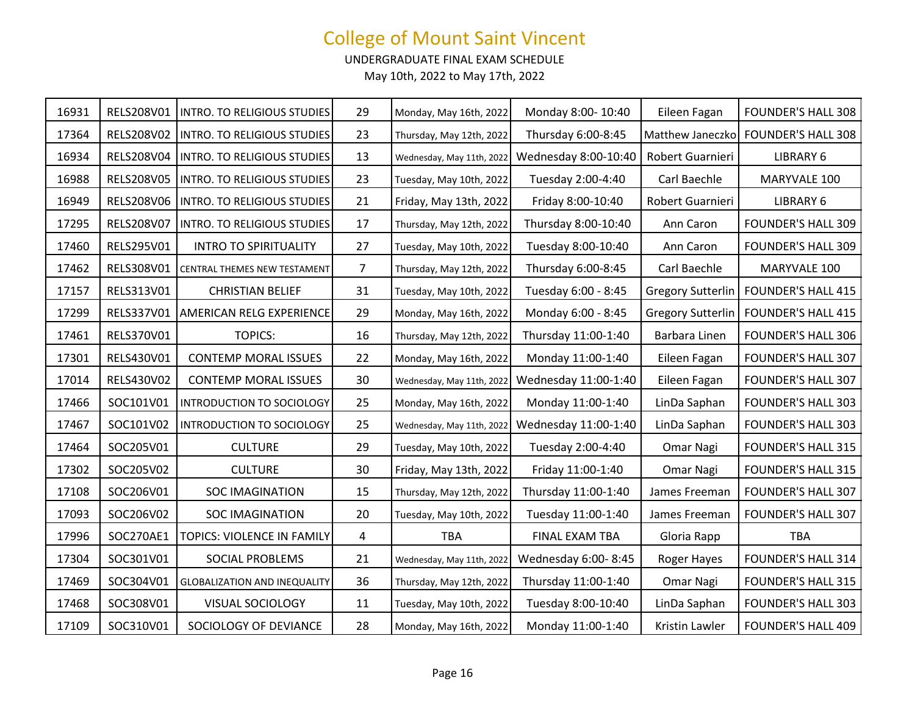# College of Mount Saint Vincent

UNDERGRADUATE FINAL EXAM SCHEDULE

May 10th, 2022 to May 17th, 2022

| | | | | | | | |
|---|---|---|---|---|---|---|---|
| 16931 | RELS208V01 | INTRO. TO RELIGIOUS STUDIES | 29 | Monday, May 16th, 2022 | Monday 8:00- 10:40 | Eileen Fagan | FOUNDER'S HALL 308 |
| 17364 | RELS208V02 | INTRO. TO RELIGIOUS STUDIES | 23 | Thursday, May 12th, 2022 | Thursday 6:00-8:45 | Matthew Janeczko | FOUNDER'S HALL 308 |
| 16934 | RELS208V04 | INTRO. TO RELIGIOUS STUDIES | 13 | Wednesday, May 11th, 2022 | Wednesday 8:00-10:40 | Robert Guarnieri | LIBRARY 6 |
| 16988 | RELS208V05 | INTRO. TO RELIGIOUS STUDIES | 23 | Tuesday, May 10th, 2022 | Tuesday 2:00-4:40 | Carl Baechle | MARYVALE 100 |
| 16949 | RELS208V06 | INTRO. TO RELIGIOUS STUDIES | 21 | Friday, May 13th, 2022 | Friday 8:00-10:40 | Robert Guarnieri | LIBRARY 6 |
| 17295 | RELS208V07 | INTRO. TO RELIGIOUS STUDIES | 17 | Thursday, May 12th, 2022 | Thursday 8:00-10:40 | Ann Caron | FOUNDER'S HALL 309 |
| 17460 | RELS295V01 | INTRO TO SPIRITUALITY | 27 | Tuesday, May 10th, 2022 | Tuesday 8:00-10:40 | Ann Caron | FOUNDER'S HALL 309 |
| 17462 | RELS308V01 | CENTRAL THEMES NEW TESTAMENT | 7 | Thursday, May 12th, 2022 | Thursday 6:00-8:45 | Carl Baechle | MARYVALE 100 |
| 17157 | RELS313V01 | CHRISTIAN BELIEF | 31 | Tuesday, May 10th, 2022 | Tuesday 6:00 - 8:45 | Gregory Sutterlin | FOUNDER'S HALL 415 |
| 17299 | RELS337V01 | AMERICAN RELG EXPERIENCE | 29 | Monday, May 16th, 2022 | Monday 6:00 - 8:45 | Gregory Sutterlin | FOUNDER'S HALL 415 |
| 17461 | RELS370V01 | TOPICS: | 16 | Thursday, May 12th, 2022 | Thursday 11:00-1:40 | Barbara Linen | FOUNDER'S HALL 306 |
| 17301 | RELS430V01 | CONTEMP MORAL ISSUES | 22 | Monday, May 16th, 2022 | Monday 11:00-1:40 | Eileen Fagan | FOUNDER'S HALL 307 |
| 17014 | RELS430V02 | CONTEMP MORAL ISSUES | 30 | Wednesday, May 11th, 2022 | Wednesday 11:00-1:40 | Eileen Fagan | FOUNDER'S HALL 307 |
| 17466 | SOC101V01 | INTRODUCTION TO SOCIOLOGY | 25 | Monday, May 16th, 2022 | Monday 11:00-1:40 | LinDa Saphan | FOUNDER'S HALL 303 |
| 17467 | SOC101V02 | INTRODUCTION TO SOCIOLOGY | 25 | Wednesday, May 11th, 2022 | Wednesday 11:00-1:40 | LinDa Saphan | FOUNDER'S HALL 303 |
| 17464 | SOC205V01 | CULTURE | 29 | Tuesday, May 10th, 2022 | Tuesday 2:00-4:40 | Omar Nagi | FOUNDER'S HALL 315 |
| 17302 | SOC205V02 | CULTURE | 30 | Friday, May 13th, 2022 | Friday 11:00-1:40 | Omar Nagi | FOUNDER'S HALL 315 |
| 17108 | SOC206V01 | SOC IMAGINATION | 15 | Thursday, May 12th, 2022 | Thursday 11:00-1:40 | James Freeman | FOUNDER'S HALL 307 |
| 17093 | SOC206V02 | SOC IMAGINATION | 20 | Tuesday, May 10th, 2022 | Tuesday 11:00-1:40 | James Freeman | FOUNDER'S HALL 307 |
| 17996 | SOC270AE1 | TOPICS: VIOLENCE IN FAMILY | 4 | TBA | FINAL EXAM TBA | Gloria Rapp | TBA |
| 17304 | SOC301V01 | SOCIAL PROBLEMS | 21 | Wednesday, May 11th, 2022 | Wednesday 6:00- 8:45 | Roger Hayes | FOUNDER'S HALL 314 |
| 17469 | SOC304V01 | GLOBALIZATION AND INEQUALITY | 36 | Thursday, May 12th, 2022 | Thursday 11:00-1:40 | Omar Nagi | FOUNDER'S HALL 315 |
| 17468 | SOC308V01 | VISUAL SOCIOLOGY | 11 | Tuesday, May 10th, 2022 | Tuesday 8:00-10:40 | LinDa Saphan | FOUNDER'S HALL 303 |
| 17109 | SOC310V01 | SOCIOLOGY OF DEVIANCE | 28 | Monday, May 16th, 2022 | Monday 11:00-1:40 | Kristin Lawler | FOUNDER'S HALL 409 |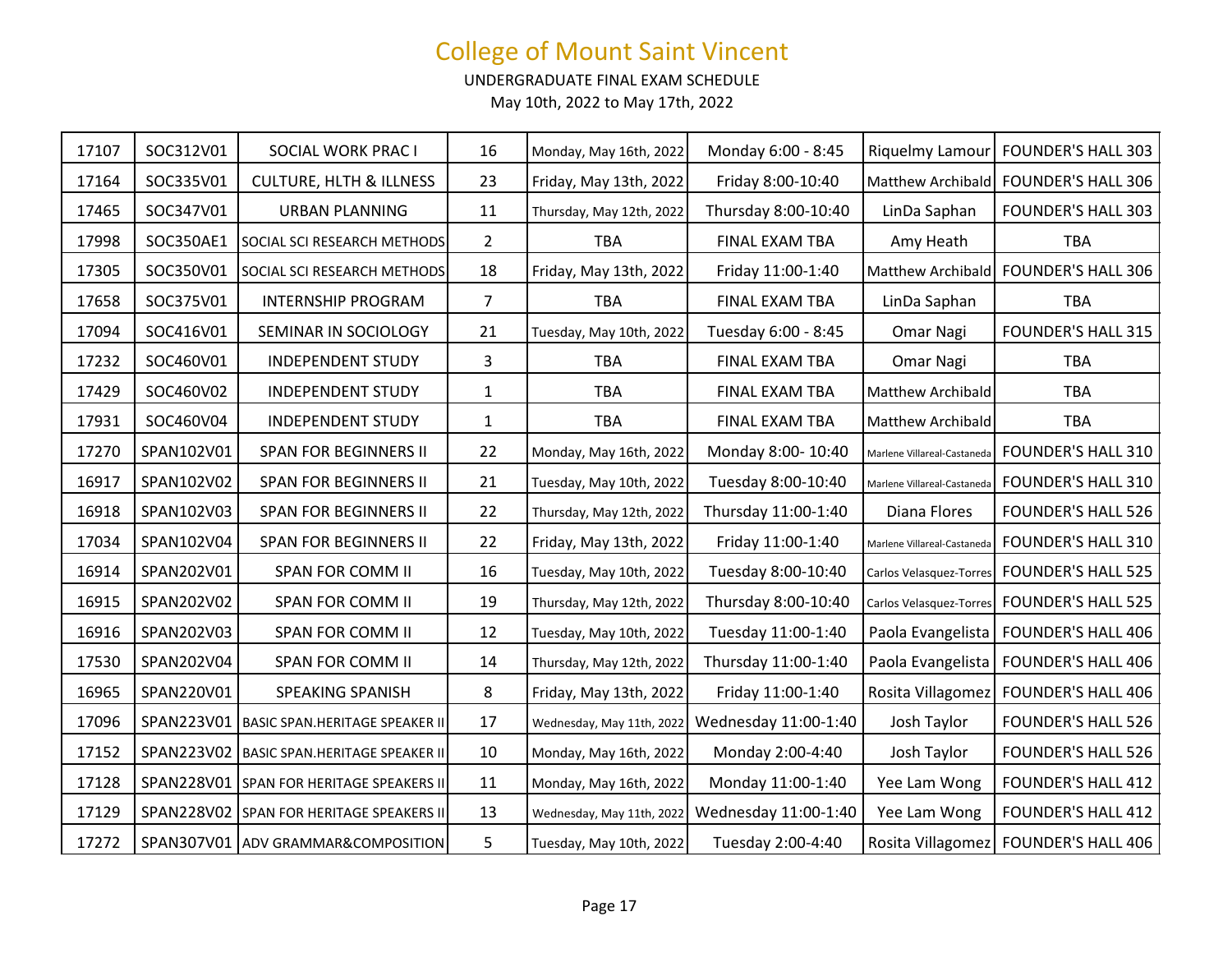# College of Mount Saint Vincent

UNDERGRADUATE FINAL EXAM SCHEDULE

May 10th, 2022 to May 17th, 2022

| | | | | | | | |
|---|---|---|---|---|---|---|---|
| 17107 | SOC312V01 | SOCIAL WORK PRAC I | 16 | Monday, May 16th, 2022 | Monday 6:00 - 8:45 | Riquelmy Lamour | FOUNDER'S HALL 303 |
| 17164 | SOC335V01 | CULTURE, HLTH & ILLNESS | 23 | Friday, May 13th, 2022 | Friday 8:00-10:40 | Matthew Archibald | FOUNDER'S HALL 306 |
| 17465 | SOC347V01 | URBAN PLANNING | 11 | Thursday, May 12th, 2022 | Thursday 8:00-10:40 | LinDa Saphan | FOUNDER'S HALL 303 |
| 17998 | SOC350AE1 | SOCIAL SCI RESEARCH METHODS | 2 | TBA | FINAL EXAM TBA | Amy Heath | TBA |
| 17305 | SOC350V01 | SOCIAL SCI RESEARCH METHODS | 18 | Friday, May 13th, 2022 | Friday 11:00-1:40 | Matthew Archibald | FOUNDER'S HALL 306 |
| 17658 | SOC375V01 | INTERNSHIP PROGRAM | 7 | TBA | FINAL EXAM TBA | LinDa Saphan | TBA |
| 17094 | SOC416V01 | SEMINAR IN SOCIOLOGY | 21 | Tuesday, May 10th, 2022 | Tuesday 6:00 - 8:45 | Omar Nagi | FOUNDER'S HALL 315 |
| 17232 | SOC460V01 | INDEPENDENT STUDY | 3 | TBA | FINAL EXAM TBA | Omar Nagi | TBA |
| 17429 | SOC460V02 | INDEPENDENT STUDY | 1 | TBA | FINAL EXAM TBA | Matthew Archibald | TBA |
| 17931 | SOC460V04 | INDEPENDENT STUDY | 1 | TBA | FINAL EXAM TBA | Matthew Archibald | TBA |
| 17270 | SPAN102V01 | SPAN FOR BEGINNERS II | 22 | Monday, May 16th, 2022 | Monday 8:00- 10:40 | Marlene Villareal-Castaneda | FOUNDER'S HALL 310 |
| 16917 | SPAN102V02 | SPAN FOR BEGINNERS II | 21 | Tuesday, May 10th, 2022 | Tuesday 8:00-10:40 | Marlene Villareal-Castaneda | FOUNDER'S HALL 310 |
| 16918 | SPAN102V03 | SPAN FOR BEGINNERS II | 22 | Thursday, May 12th, 2022 | Thursday 11:00-1:40 | Diana Flores | FOUNDER'S HALL 526 |
| 17034 | SPAN102V04 | SPAN FOR BEGINNERS II | 22 | Friday, May 13th, 2022 | Friday 11:00-1:40 | Marlene Villareal-Castaneda | FOUNDER'S HALL 310 |
| 16914 | SPAN202V01 | SPAN FOR COMM II | 16 | Tuesday, May 10th, 2022 | Tuesday 8:00-10:40 | Carlos Velasquez-Torres | FOUNDER'S HALL 525 |
| 16915 | SPAN202V02 | SPAN FOR COMM II | 19 | Thursday, May 12th, 2022 | Thursday 8:00-10:40 | Carlos Velasquez-Torres | FOUNDER'S HALL 525 |
| 16916 | SPAN202V03 | SPAN FOR COMM II | 12 | Tuesday, May 10th, 2022 | Tuesday 11:00-1:40 | Paola Evangelista | FOUNDER'S HALL 406 |
| 17530 | SPAN202V04 | SPAN FOR COMM II | 14 | Thursday, May 12th, 2022 | Thursday 11:00-1:40 | Paola Evangelista | FOUNDER'S HALL 406 |
| 16965 | SPAN220V01 | SPEAKING SPANISH | 8 | Friday, May 13th, 2022 | Friday 11:00-1:40 | Rosita Villagomez | FOUNDER'S HALL 406 |
| 17096 | SPAN223V01 | BASIC SPAN.HERITAGE SPEAKER II | 17 | Wednesday, May 11th, 2022 | Wednesday 11:00-1:40 | Josh Taylor | FOUNDER'S HALL 526 |
| 17152 | SPAN223V02 | BASIC SPAN.HERITAGE SPEAKER II | 10 | Monday, May 16th, 2022 | Monday 2:00-4:40 | Josh Taylor | FOUNDER'S HALL 526 |
| 17128 | SPAN228V01 | SPAN FOR HERITAGE SPEAKERS II | 11 | Monday, May 16th, 2022 | Monday 11:00-1:40 | Yee Lam Wong | FOUNDER'S HALL 412 |
| 17129 | SPAN228V02 | SPAN FOR HERITAGE SPEAKERS II | 13 | Wednesday, May 11th, 2022 | Wednesday 11:00-1:40 | Yee Lam Wong | FOUNDER'S HALL 412 |
| 17272 | SPAN307V01 | ADV GRAMMAR&COMPOSITION | 5 | Tuesday, May 10th, 2022 | Tuesday 2:00-4:40 | Rosita Villagomez | FOUNDER'S HALL 406 |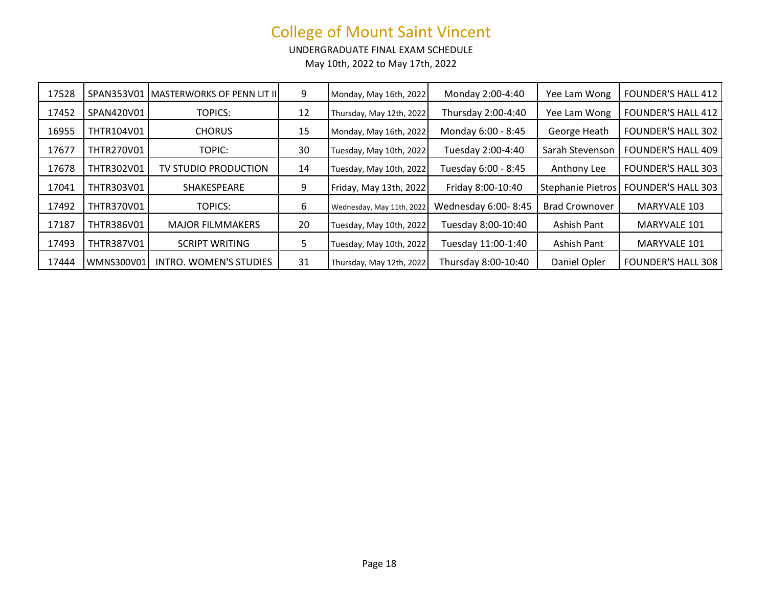# College of Mount Saint Vincent

UNDERGRADUATE FINAL EXAM SCHEDULE

May 10th, 2022 to May 17th, 2022

| | | | | | | | |
|---|---|---|---|---|---|---|---|
| 17528 | SPAN353V01 | MASTERWORKS OF PENN LIT II | 9 | Monday, May 16th, 2022 | Monday 2:00-4:40 | Yee Lam Wong | FOUNDER'S HALL 412 |
| 17452 | SPAN420V01 | TOPICS: | 12 | Thursday, May 12th, 2022 | Thursday 2:00-4:40 | Yee Lam Wong | FOUNDER'S HALL 412 |
| 16955 | THTR104V01 | CHORUS | 15 | Monday, May 16th, 2022 | Monday 6:00 - 8:45 | George Heath | FOUNDER'S HALL 302 |
| 17677 | THTR270V01 | TOPIC: | 30 | Tuesday, May 10th, 2022 | Tuesday 2:00-4:40 | Sarah Stevenson | FOUNDER'S HALL 409 |
| 17678 | THTR302V01 | TV STUDIO PRODUCTION | 14 | Tuesday, May 10th, 2022 | Tuesday 6:00 - 8:45 | Anthony Lee | FOUNDER'S HALL 303 |
| 17041 | THTR303V01 | SHAKESPEARE | 9 | Friday, May 13th, 2022 | Friday 8:00-10:40 | Stephanie Pietros | FOUNDER'S HALL 303 |
| 17492 | THTR370V01 | TOPICS: | 6 | Wednesday, May 11th, 2022 | Wednesday 6:00- 8:45 | Brad Crownover | MARYVALE 103 |
| 17187 | THTR386V01 | MAJOR FILMMAKERS | 20 | Tuesday, May 10th, 2022 | Tuesday 8:00-10:40 | Ashish Pant | MARYVALE 101 |
| 17493 | THTR387V01 | SCRIPT WRITING | 5 | Tuesday, May 10th, 2022 | Tuesday 11:00-1:40 | Ashish Pant | MARYVALE 101 |
| 17444 | WMNS300V01 | INTRO. WOMEN'S STUDIES | 31 | Thursday, May 12th, 2022 | Thursday 8:00-10:40 | Daniel Opler | FOUNDER'S HALL 308 |